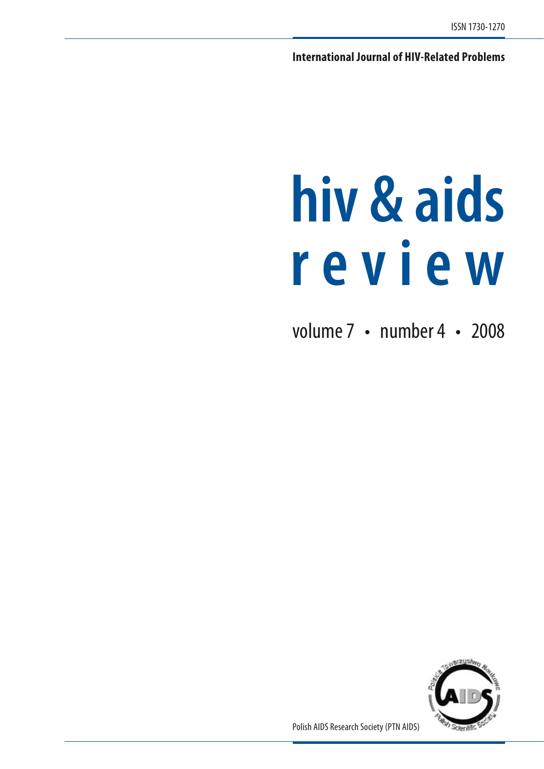ISSN 1730-1270

**International Journal of HIV-Related Problems**

# hiv & aids review

volume 7 • number 4 • 2008

Polish AIDS Research Society (PTN AIDS)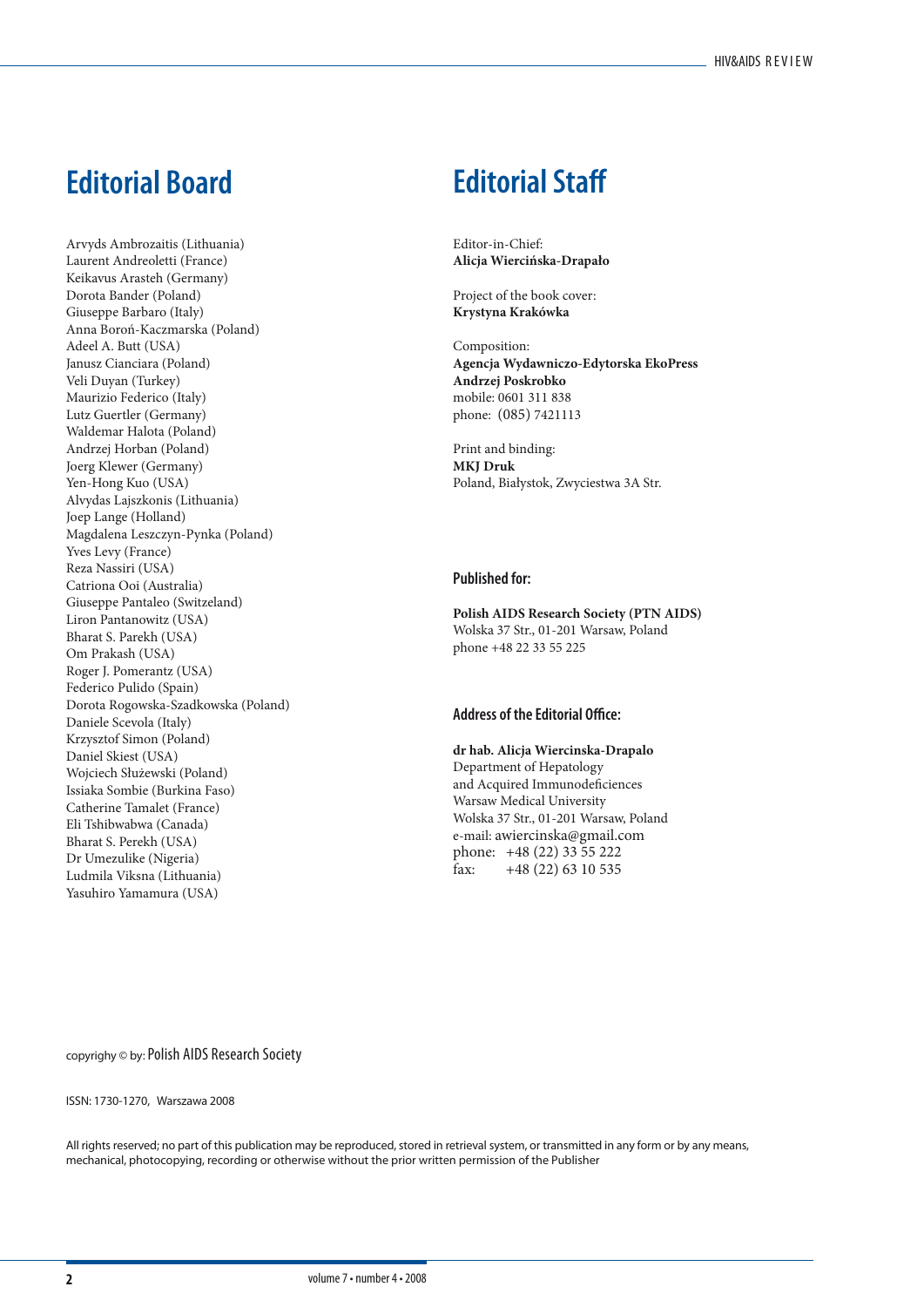## Editorial Board

Arvyds Ambrozaitis (Lithuania)
Laurent Andreoletti (France)
Keikavus Arasteh (Germany)
Dorota Bander (Poland)
Giuseppe Barbaro (Italy)
Anna Boroń-Kaczmarska (Poland)
Adeel A. Butt (USA)
Janusz Cianciara (Poland)
Veli Duyan (Turkey)
Maurizio Federico (Italy)
Lutz Guertler (Germany)
Waldemar Halota (Poland)
Andrzej Horban (Poland)
Joerg Klewer (Germany)
Yen-Hong Kuo (USA)
Alvydas Lajszkonis (Lithuania)
Joep Lange (Holland)
Magdalena Leszczyn-Pynka (Poland)
Yves Levy (France)
Reza Nassiri (USA)
Catriona Ooi (Australia)
Giuseppe Pantaleo (Switzeland)
Liron Pantanowitz (USA)
Bharat S. Parekh (USA)
Om Prakash (USA)
Roger J. Pomerantz (USA)
Federico Pulido (Spain)
Dorota Rogowska-Szadkowska (Poland)
Daniele Scevola (Italy)
Krzysztof Simon (Poland)
Daniel Skiest (USA)
Wojciech Służewski (Poland)
Issiaka Sombie (Burkina Faso)
Catherine Tamalet (France)
Eli Tshibwabwa (Canada)
Bharat S. Perekh (USA)
Dr Umezulike (Nigeria)
Ludmila Viksna (Lithuania)
Yasuhiro Yamamura (USA)

## Editorial Staff

Editor-in-Chief:
**Alicja Wiercińska-Drapało**

Project of the book cover:
**Krystyna Krakówka**

Composition:
**Agencja Wydawniczo-Edytorska EkoPress**
**Andrzej Poskrobko**
mobile: 0601 311 838
phone: (085) 7421113

Print and binding:
**MKJ Druk**
Poland, Białystok, Zwyciestwa 3A Str.

### Published for:

**Polish AIDS Research Society (PTN AIDS)**
Wolska 37 Str., 01-201 Warsaw, Poland
phone +48 22 33 55 225

### Address of the Editorial Office:

**dr hab. Alicja Wiercinska-Drapalo**
Department of Hepatology
and Acquired Immunodeficiences
Warsaw Medical University
Wolska 37 Str., 01-201 Warsaw, Poland
e-mail: awiercinska@gmail.com
phone: +48 (22) 33 55 222
fax: +48 (22) 63 10 535

copyrighy © by: Polish AIDS Research Society

ISSN: 1730-1270, Warszawa 2008

All rights reserved; no part of this publication may be reproduced, stored in retrieval system, or transmitted in any form or by any means, mechanical, photocopying, recording or otherwise without the prior written permission of the Publisher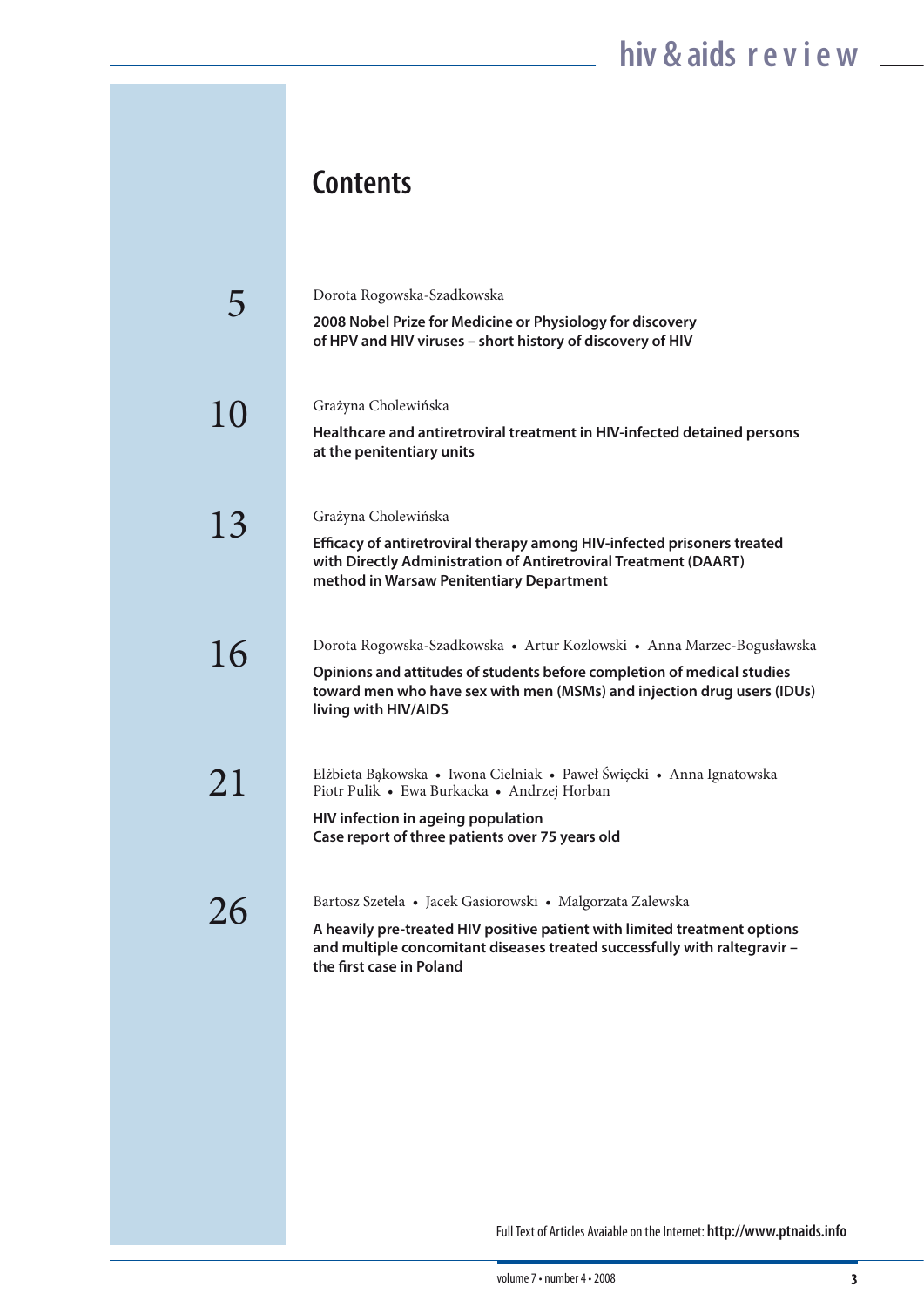# Contents

**5**

Dorota Rogowska-Szadkowska

**2008 Nobel Prize for Medicine or Physiology for discovery of HPV and HIV viruses – short history of discovery of HIV**

**10**

Grażyna Cholewińska

**Healthcare and antiretroviral treatment in HIV-infected detained persons at the penitentiary units**

**13**

Grażyna Cholewińska

**Efficacy of antiretroviral therapy among HIV-infected prisoners treated with Directly Administration of Antiretroviral Treatment (DAART) method in Warsaw Penitentiary Department**

**16**

Dorota Rogowska-Szadkowska • Artur Kozlowski • Anna Marzec-Bogusławska

**Opinions and attitudes of students before completion of medical studies toward men who have sex with men (MSMs) and injection drug users (IDUs) living with HIV/AIDS**

**21**

Elżbieta Bąkowska • Iwona Cielniak • Paweł Święcki • Anna Ignatowska • Piotr Pulik • Ewa Burkacka • Andrzej Horban

**HIV infection in ageing population**
**Case report of three patients over 75 years old**

**26**

Bartosz Szetela • Jacek Gasiorowski • Malgorzata Zalewska

**A heavily pre-treated HIV positive patient with limited treatment options and multiple concomitant diseases treated successfully with raltegravir – the first case in Poland**

Full Text of Articles Avaiable on the Internet: **http://www.ptnaids.info**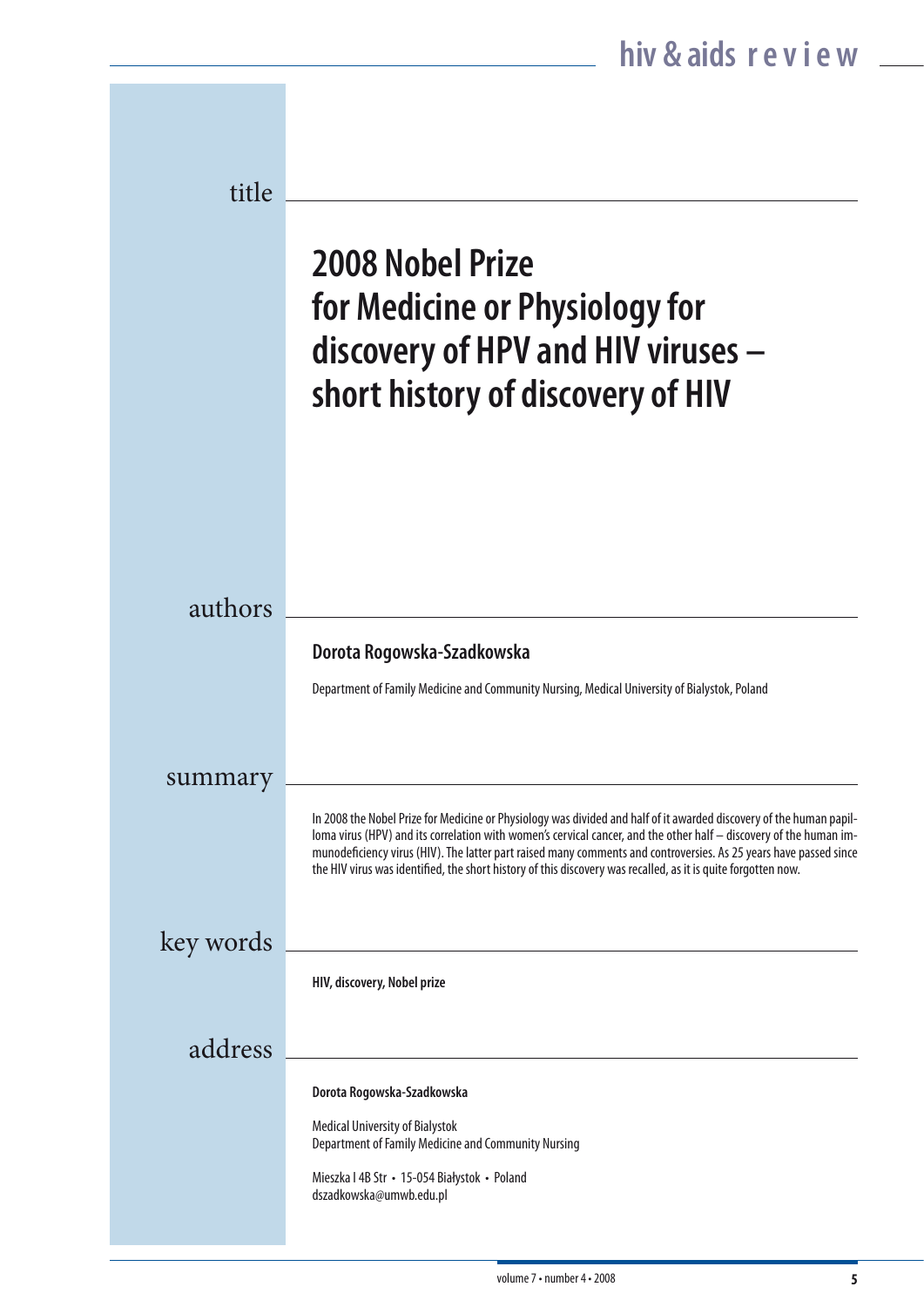# 2008 Nobel Prize for Medicine or Physiology for discovery of HPV and HIV viruses – short history of discovery of HIV

## authors

**Dorota Rogowska-Szadkowska**

Department of Family Medicine and Community Nursing, Medical University of Bialystok, Poland

## summary

In 2008 the Nobel Prize for Medicine or Physiology was divided and half of it awarded discovery of the human papilloma virus (HPV) and its correlation with women's cervical cancer, and the other half – discovery of the human immunodeficiency virus (HIV). The latter part raised many comments and controversies. As 25 years have passed since the HIV virus was identified, the short history of this discovery was recalled, as it is quite forgotten now.

## key words

**HIV, discovery, Nobel prize**

## address

**Dorota Rogowska-Szadkowska**

Medical University of Bialystok
Department of Family Medicine and Community Nursing

Mieszka I 4B Str • 15-054 Białystok • Poland
dszadkowska@umwb.edu.pl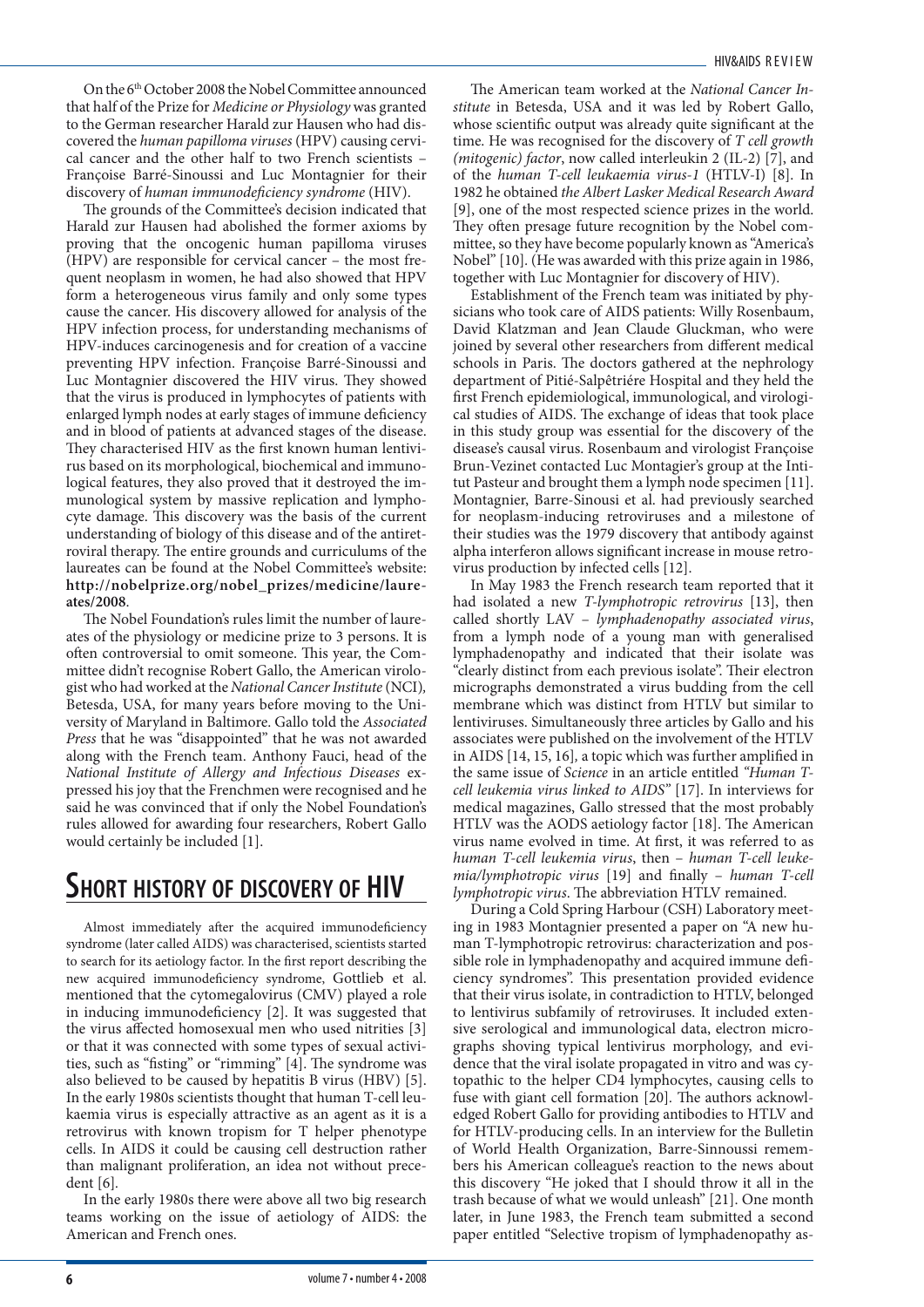On the 6th October 2008 the Nobel Committee announced that half of the Prize for *Medicine or Physiology* was granted to the German researcher Harald zur Hausen who had discovered the *human papilloma viruses* (HPV) causing cervical cancer and the other half to two French scientists – Françoise Barré-Sinoussi and Luc Montagnier for their discovery of *human immunodeficiency syndrome* (HIV).

The grounds of the Committee's decision indicated that Harald zur Hausen had abolished the former axioms by proving that the oncogenic human papilloma viruses (HPV) are responsible for cervical cancer – the most frequent neoplasm in women, he had also showed that HPV form a heterogeneous virus family and only some types cause the cancer. His discovery allowed for analysis of the HPV infection process, for understanding mechanisms of HPV-induces carcinogenesis and for creation of a vaccine preventing HPV infection. Françoise Barré-Sinoussi and Luc Montagnier discovered the HIV virus. They showed that the virus is produced in lymphocytes of patients with enlarged lymph nodes at early stages of immune deficiency and in blood of patients at advanced stages of the disease. They characterised HIV as the first known human lentivirus based on its morphological, biochemical and immunological features, they also proved that it destroyed the immunological system by massive replication and lymphocyte damage. This discovery was the basis of the current understanding of biology of this disease and of the antiretroviral therapy. The entire grounds and curriculums of the laureates can be found at the Nobel Committee's website: **http://nobelprize.org/nobel_prizes/medicine/laureates/2008**.

The Nobel Foundation's rules limit the number of laureates of the physiology or medicine prize to 3 persons. It is often controversial to omit someone. This year, the Committee didn't recognise Robert Gallo, the American virologist who had worked at the *National Cancer Institute* (NCI), Betesda, USA, for many years before moving to the University of Maryland in Baltimore. Gallo told the *Associated Press* that he was "disappointed" that he was not awarded along with the French team. Anthony Fauci, head of the *National Institute of Allergy and Infectious Diseases* expressed his joy that the Frenchmen were recognised and he said he was convinced that if only the Nobel Foundation's rules allowed for awarding four researchers, Robert Gallo would certainly be included [1].

## Short history of discovery of HIV

Almost immediately after the acquired immunodeficiency syndrome (later called AIDS) was characterised, scientists started to search for its aetiology factor. In the first report describing the new acquired immunodeficiency syndrome, Gottlieb et al. mentioned that the cytomegalovirus (CMV) played a role in inducing immunodeficiency [2]. It was suggested that the virus affected homosexual men who used nitrities [3] or that it was connected with some types of sexual activities, such as "fisting" or "rimming" [4]. The syndrome was also believed to be caused by hepatitis B virus (HBV) [5]. In the early 1980s scientists thought that human T-cell leukaemia virus is especially attractive as an agent as it is a retrovirus with known tropism for T helper phenotype cells. In AIDS it could be causing cell destruction rather than malignant proliferation, an idea not without precedent [6].

In the early 1980s there were above all two big research teams working on the issue of aetiology of AIDS: the American and French ones.

The American team worked at the *National Cancer Institute* in Betesda, USA and it was led by Robert Gallo, whose scientific output was already quite significant at the time. He was recognised for the discovery of *T cell growth (mitogenic) factor*, now called interleukin 2 (IL-2) [7], and of the *human T-cell leukaemia virus-1* (HTLV-I) [8]. In 1982 he obtained *the Albert Lasker Medical Research Award* [9], one of the most respected science prizes in the world. They often presage future recognition by the Nobel committee, so they have become popularly known as "America's Nobel" [10]. (He was awarded with this prize again in 1986, together with Luc Montagnier for discovery of HIV).

Establishment of the French team was initiated by physicians who took care of AIDS patients: Willy Rosenbaum, David Klatzman and Jean Claude Gluckman, who were joined by several other researchers from different medical schools in Paris. The doctors gathered at the nephrology department of Pitié-Salpêtriére Hospital and they held the first French epidemiological, immunological, and virological studies of AIDS. The exchange of ideas that took place in this study group was essential for the discovery of the disease's causal virus. Rosenbaum and virologist Françoise Brun-Vezinet contacted Luc Montagier's group at the Intitut Pasteur and brought them a lymph node specimen [11]. Montagnier, Barre-Sinousi et al. had previously searched for neoplasm-inducing retroviruses and a milestone of their studies was the 1979 discovery that antibody against alpha interferon allows significant increase in mouse retrovirus production by infected cells [12].

In May 1983 the French research team reported that it had isolated a new *T-lymphotropic retrovirus* [13], then called shortly LAV – *lymphadenopathy associated virus*, from a lymph node of a young man with generalised lymphadenopathy and indicated that their isolate was "clearly distinct from each previous isolate". Their electron micrographs demonstrated a virus budding from the cell membrane which was distinct from HTLV but similar to lentiviruses. Simultaneously three articles by Gallo and his associates were published on the involvement of the HTLV in AIDS [14, 15, 16]*,* a topic which was further amplified in the same issue of *Science* in an article entitled *"Human T-cell leukemia virus linked to AIDS"* [17]. In interviews for medical magazines, Gallo stressed that the most probably HTLV was the AODS aetiology factor [18]. The American virus name evolved in time. At first, it was referred to as *human T-cell leukemia virus*, then – *human T-cell leukemia/lymphotropic virus* [19] and finally – *human T-cell lymphotropic virus*. The abbreviation HTLV remained.

During a Cold Spring Harbour (CSH) Laboratory meeting in 1983 Montagnier presented a paper on "A new human T-lymphotropic retrovirus: characterization and possible role in lymphadenopathy and acquired immune deficiency syndromes". This presentation provided evidence that their virus isolate, in contradiction to HTLV, belonged to lentivirus subfamily of retroviruses. It included extensive serological and immunological data, electron micrographs shoving typical lentivirus morphology, and evidence that the viral isolate propagated in vitro and was cytopathic to the helper CD4 lymphocytes, causing cells to fuse with giant cell formation [20]. The authors acknowledged Robert Gallo for providing antibodies to HTLV and for HTLV-producing cells. In an interview for the Bulletin of World Health Organization, Barre-Sinnoussi remembers his American colleague's reaction to the news about this discovery "He joked that I should throw it all in the trash because of what we would unleash" [21]. One month later, in June 1983, the French team submitted a second paper entitled "Selective tropism of lymphadenopathy as-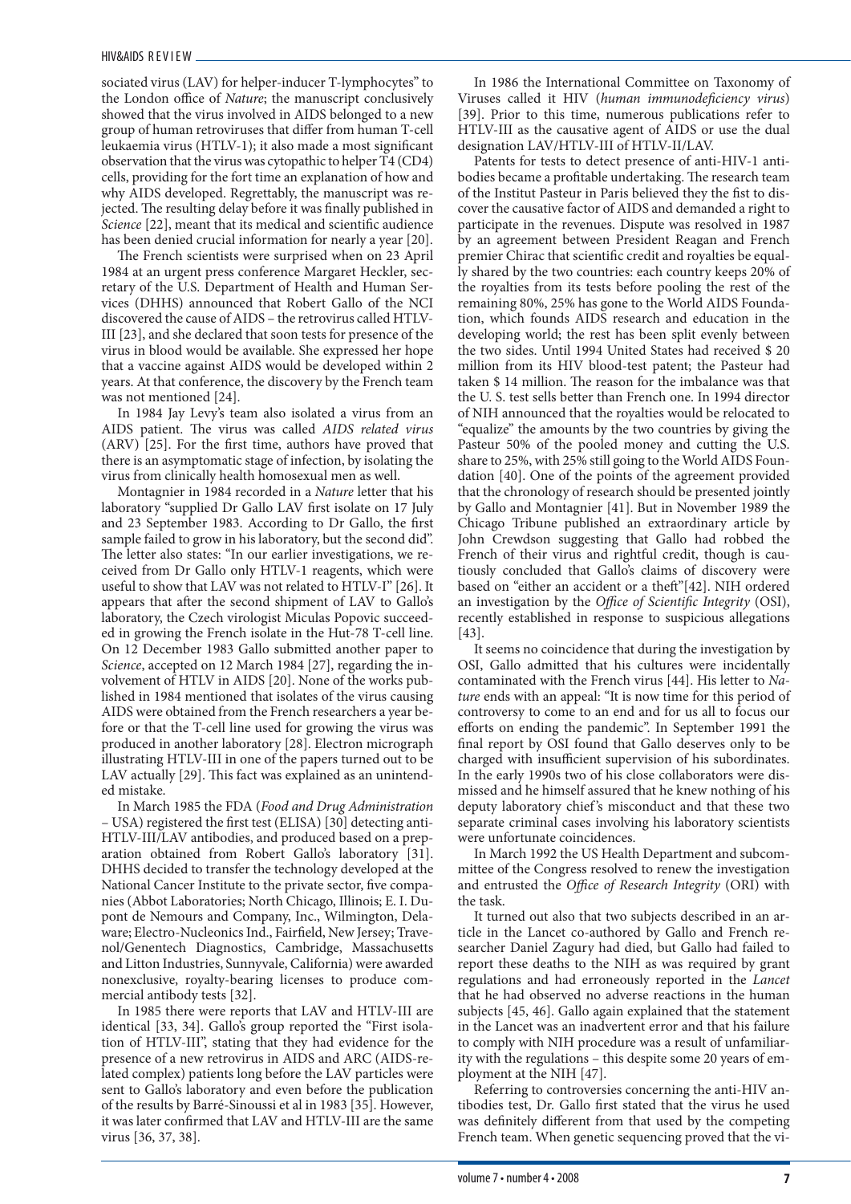sociated virus (LAV) for helper-inducer T-lymphocytes" to the London office of *Nature*; the manuscript conclusively showed that the virus involved in AIDS belonged to a new group of human retroviruses that differ from human T-cell leukaemia virus (HTLV-1); it also made a most significant observation that the virus was cytopathic to helper T4 (CD4) cells, providing for the fort time an explanation of how and why AIDS developed. Regrettably, the manuscript was rejected. The resulting delay before it was finally published in *Science* [22], meant that its medical and scientific audience has been denied crucial information for nearly a year [20].

The French scientists were surprised when on 23 April 1984 at an urgent press conference Margaret Heckler, secretary of the U.S. Department of Health and Human Services (DHHS) announced that Robert Gallo of the NCI discovered the cause of AIDS – the retrovirus called HTLV-III [23], and she declared that soon tests for presence of the virus in blood would be available. She expressed her hope that a vaccine against AIDS would be developed within 2 years. At that conference, the discovery by the French team was not mentioned [24].

In 1984 Jay Levy's team also isolated a virus from an AIDS patient. The virus was called *AIDS related virus* (ARV) [25]. For the first time, authors have proved that there is an asymptomatic stage of infection, by isolating the virus from clinically health homosexual men as well.

Montagnier in 1984 recorded in a *Nature* letter that his laboratory "supplied Dr Gallo LAV first isolate on 17 July and 23 September 1983. According to Dr Gallo, the first sample failed to grow in his laboratory, but the second did". The letter also states: "In our earlier investigations, we received from Dr Gallo only HTLV-1 reagents, which were useful to show that LAV was not related to HTLV-I" [26]. It appears that after the second shipment of LAV to Gallo's laboratory, the Czech virologist Miculas Popovic succeeded in growing the French isolate in the Hut-78 T-cell line. On 12 December 1983 Gallo submitted another paper to *Science*, accepted on 12 March 1984 [27], regarding the involvement of HTLV in AIDS [20]. None of the works published in 1984 mentioned that isolates of the virus causing AIDS were obtained from the French researchers a year before or that the T-cell line used for growing the virus was produced in another laboratory [28]. Electron micrograph illustrating HTLV-III in one of the papers turned out to be LAV actually [29]. This fact was explained as an unintended mistake.

In March 1985 the FDA (*Food and Drug Administration* – USA) registered the first test (ELISA) [30] detecting anti-HTLV-III/LAV antibodies, and produced based on a preparation obtained from Robert Gallo's laboratory [31]. DHHS decided to transfer the technology developed at the National Cancer Institute to the private sector, five companies (Abbot Laboratories; North Chicago, Illinois; E. I. Dupont de Nemours and Company, Inc., Wilmington, Delaware; Electro-Nucleonics Ind., Fairfield, New Jersey; Travenol/Genentech Diagnostics, Cambridge, Massachusetts and Litton Industries, Sunnyvale, California) were awarded nonexclusive, royalty-bearing licenses to produce commercial antibody tests [32].

In 1985 there were reports that LAV and HTLV-III are identical [33, 34]. Gallo's group reported the "First isolation of HTLV-III", stating that they had evidence for the presence of a new retrovirus in AIDS and ARC (AIDS-related complex) patients long before the LAV particles were sent to Gallo's laboratory and even before the publication of the results by Barré-Sinoussi et al in 1983 [35]. However, it was later confirmed that LAV and HTLV-III are the same virus [36, 37, 38].

In 1986 the International Committee on Taxonomy of Viruses called it HIV (*human immunodeficiency virus*) [39]. Prior to this time, numerous publications refer to HTLV-III as the causative agent of AIDS or use the dual designation LAV/HTLV-III of HTLV-II/LAV.

Patents for tests to detect presence of anti-HIV-1 antibodies became a profitable undertaking. The research team of the Institut Pasteur in Paris believed they the fist to discover the causative factor of AIDS and demanded a right to participate in the revenues. Dispute was resolved in 1987 by an agreement between President Reagan and French premier Chirac that scientific credit and royalties be equally shared by the two countries: each country keeps 20% of the royalties from its tests before pooling the rest of the remaining 80%, 25% has gone to the World AIDS Foundation, which founds AIDS research and education in the developing world; the rest has been split evenly between the two sides. Until 1994 United States had received $ 20 million from its HIV blood-test patent; the Pasteur had taken $ 14 million. The reason for the imbalance was that the U. S. test sells better than French one. In 1994 director of NIH announced that the royalties would be relocated to "equalize" the amounts by the two countries by giving the Pasteur 50% of the pooled money and cutting the U.S. share to 25%, with 25% still going to the World AIDS Foundation [40]. One of the points of the agreement provided that the chronology of research should be presented jointly by Gallo and Montagnier [41]. But in November 1989 the Chicago Tribune published an extraordinary article by John Crewdson suggesting that Gallo had robbed the French of their virus and rightful credit, though is cautiously concluded that Gallo's claims of discovery were based on "either an accident or a theft"[42]. NIH ordered an investigation by the *Office of Scientific Integrity* (OSI), recently established in response to suspicious allegations [43].

It seems no coincidence that during the investigation by OSI, Gallo admitted that his cultures were incidentally contaminated with the French virus [44]. His letter to *Nature* ends with an appeal: "It is now time for this period of controversy to come to an end and for us all to focus our efforts on ending the pandemic". In September 1991 the final report by OSI found that Gallo deserves only to be charged with insufficient supervision of his subordinates. In the early 1990s two of his close collaborators were dismissed and he himself assured that he knew nothing of his deputy laboratory chief's misconduct and that these two separate criminal cases involving his laboratory scientists were unfortunate coincidences.

In March 1992 the US Health Department and subcommittee of the Congress resolved to renew the investigation and entrusted the *Office of Research Integrity* (ORI) with the task.

It turned out also that two subjects described in an article in the Lancet co-authored by Gallo and French researcher Daniel Zagury had died, but Gallo had failed to report these deaths to the NIH as was required by grant regulations and had erroneously reported in the *Lancet* that he had observed no adverse reactions in the human subjects [45, 46]. Gallo again explained that the statement in the Lancet was an inadvertent error and that his failure to comply with NIH procedure was a result of unfamiliarity with the regulations – this despite some 20 years of employment at the NIH [47].

Referring to controversies concerning the anti-HIV antibodies test, Dr. Gallo first stated that the virus he used was definitely different from that used by the competing French team. When genetic sequencing proved that the vi-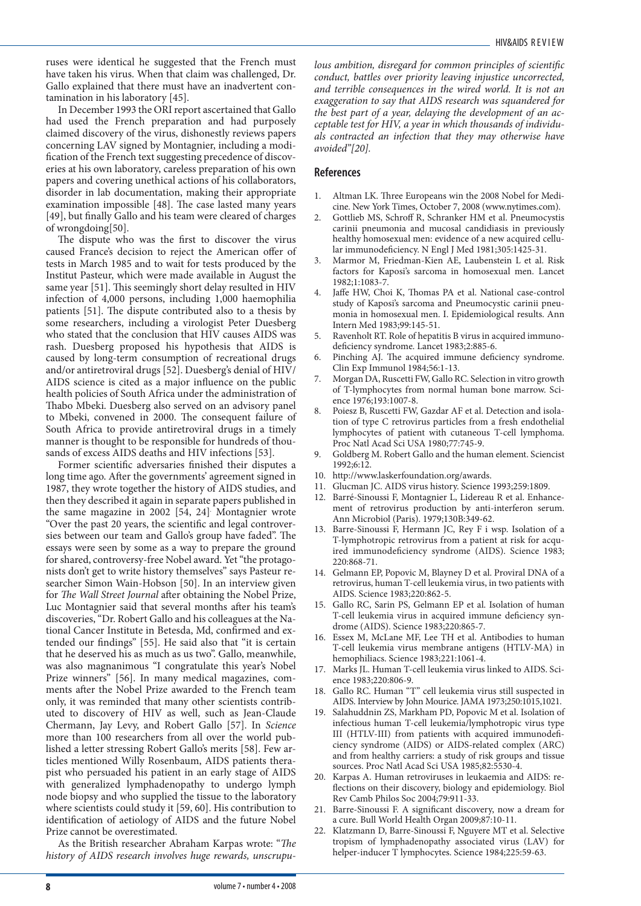ruses were identical he suggested that the French must have taken his virus. When that claim was challenged, Dr. Gallo explained that there must have an inadvertent contamination in his laboratory [45].

In December 1993 the ORI report ascertained that Gallo had used the French preparation and had purposely claimed discovery of the virus, dishonestly reviews papers concerning LAV signed by Montagnier, including a modification of the French text suggesting precedence of discoveries at his own laboratory, careless preparation of his own papers and covering unethical actions of his collaborators, disorder in lab documentation, making their appropriate examination impossible [48]. The case lasted many years [49], but finally Gallo and his team were cleared of charges of wrongdoing[50].

The dispute who was the first to discover the virus caused France's decision to reject the American offer of tests in March 1985 and to wait for tests produced by the Institut Pasteur, which were made available in August the same year [51]. This seemingly short delay resulted in HIV infection of 4,000 persons, including 1,000 haemophilia patients [51]. The dispute contributed also to a thesis by some researchers, including a virologist Peter Duesberg who stated that the conclusion that HIV causes AIDS was rash. Duesberg proposed his hypothesis that AIDS is caused by long-term consumption of recreational drugs and/or antiretroviral drugs [52]. Duesberg's denial of HIV/AIDS science is cited as a major influence on the public health policies of South Africa under the administration of Thabo Mbeki. Duesberg also served on an advisory panel to Mbeki, convened in 2000. The consequent failure of South Africa to provide antiretroviral drugs in a timely manner is thought to be responsible for hundreds of thousands of excess AIDS deaths and HIV infections [53].

Former scientific adversaries finished their disputes a long time ago. After the governments' agreement signed in 1987, they wrote together the history of AIDS studies, and then they described it again in separate papers published in the same magazine in 2002 [54, 24]. Montagnier wrote "Over the past 20 years, the scientific and legal controversies between our team and Gallo's group have faded". The essays were seen by some as a way to prepare the ground for shared, controversy-free Nobel award. Yet "the protagonists don't get to write history themselves" says Pasteur researcher Simon Wain-Hobson [50]. In an interview given for *The Wall Street Journal* after obtaining the Nobel Prize, Luc Montagnier said that several months after his team's discoveries, "Dr. Robert Gallo and his colleagues at the National Cancer Institute in Betesda, Md, confirmed and extended our findings" [55]. He said also that "it is certain that he deserved his as much as us two". Gallo, meanwhile, was also magnanimous "I congratulate this year's Nobel Prize winners" [56]. In many medical magazines, comments after the Nobel Prize awarded to the French team only, it was reminded that many other scientists contributed to discovery of HIV as well, such as Jean-Claude Chermann, Jay Levy, and Robert Gallo [57]. In *Science* more than 100 researchers from all over the world published a letter stressing Robert Gallo's merits [58]. Few articles mentioned Willy Rosenbaum, AIDS patients therapist who persuaded his patient in an early stage of AIDS with generalized lymphadenopathy to undergo lymph node biopsy and who supplied the tissue to the laboratory where scientists could study it [59, 60]. His contribution to identification of aetiology of AIDS and the future Nobel Prize cannot be overestimated.

As the British researcher Abraham Karpas wrote: "*The history of AIDS research involves huge rewards, unscrupulous ambition, disregard for common principles of scientific conduct, battles over priority leaving injustice uncorrected, and terrible consequences in the wired world. It is not an exaggeration to say that AIDS research was squandered for the best part of a year, delaying the development of an acceptable test for HIV, a year in which thousands of individuals contracted an infection that they may otherwise have avoided"[20].*

## References

1. Altman LK. Three Europeans win the 2008 Nobel for Medicine. New York Times, October 7, 2008 (www.nytimes.com).
2. Gottlieb MS, Schroff R, Schranker HM et al. Pneumocystis carinii pneumonia and mucosal candidiasis in previously healthy homosexual men: evidence of a new acquired cellular immunodeficiency. N Engl J Med 1981;305:1425-31.
3. Marmor M, Friedman-Kien AE, Laubenstein L et al. Risk factors for Kaposi's sarcoma in homosexual men. Lancet 1982;1:1083-7.
4. Jaffe HW, Choi K, Thomas PA et al. National case-control study of Kaposi's sarcoma and Pneumocystic carinii pneumonia in homosexual men. I. Epidemiological results. Ann Intern Med 1983;99:145-51.
5. Ravenholt RT. Role of hepatitis B virus in acquired immunodeficiency syndrome. Lancet 1983;2:885-6.
6. Pinching AJ. The acquired immune deficiency syndrome. Clin Exp Immunol 1984;56:1-13.
7. Morgan DA, Ruscetti FW, Gallo RC. Selection in vitro growth of T-lymphocytes from normal human bone marrow. Science 1976;193:1007-8.
8. Poiesz B, Ruscetti FW, Gazdar AF et al. Detection and isolation of type C retrovirus particles from a fresh endothelial lymphocytes of patient with cutaneous T-cell lymphoma. Proc Natl Acad Sci USA 1980;77:745-9.
9. Goldberg M. Robert Gallo and the human element. Sciencist 1992;6:12.
10. http://www.laskerfoundation.org/awards.
11. Glucman JC. AIDS virus history. Science 1993;259:1809.
12. Barré-Sinoussi F, Montagnier L, Lidereau R et al. Enhancement of retrovirus production by anti-interferon serum. Ann Microbiol (Paris). 1979;130B:349-62.
13. Barre-Sinoussi F, Hermann JC, Rey F i wsp. Isolation of a T-lymphotropic retrovirus from a patient at risk for acquired immunodeficiency syndrome (AIDS). Science 1983; 220:868-71.
14. Gelmann EP, Popovic M, Blayney D et al. Proviral DNA of a retrovirus, human T-cell leukemia virus, in two patients with AIDS. Science 1983;220:862-5.
15. Gallo RC, Sarin PS, Gelmann EP et al. Isolation of human T-cell leukemia virus in acquired immune deficiency syndrome (AIDS). Science 1983;220:865-7.
16. Essex M, McLane MF, Lee TH et al. Antibodies to human T-cell leukemia virus membrane antigens (HTLV-MA) in hemophiliacs. Science 1983;221:1061-4.
17. Marks JL. Human T-cell leukemia virus linked to AIDS. Science 1983;220:806-9.
18. Gallo RC. Human "T" cell leukemia virus still suspected in AIDS. Interview by John Mourice. JAMA 1973;250:1015,1021.
19. Salahuddnin ZS, Markham PD, Popovic M et al. Isolation of infectious human T-cell leukemia/lymphotropic virus type III (HTLV-III) from patients with acquired immunodeficiency syndrome (AIDS) or AIDS-related complex (ARC) and from healthy carriers: a study of risk groups and tissue sources. Proc Natl Acad Sci USA 1985;82:5530-4.
20. Karpas A. Human retroviruses in leukaemia and AIDS: reflections on their discovery, biology and epidemiology. Biol Rev Camb Philos Soc 2004;79:911-33.
21. Barre-Sinoussi F. A significant discovery, now a dream for a cure. Bull World Health Organ 2009;87:10-11.
22. Klatzmann D, Barre-Sinoussi F, Nguyere MT et al. Selective tropism of lymphadenopathy associated virus (LAV) for helper-inducer T lymphocytes. Science 1984;225:59-63.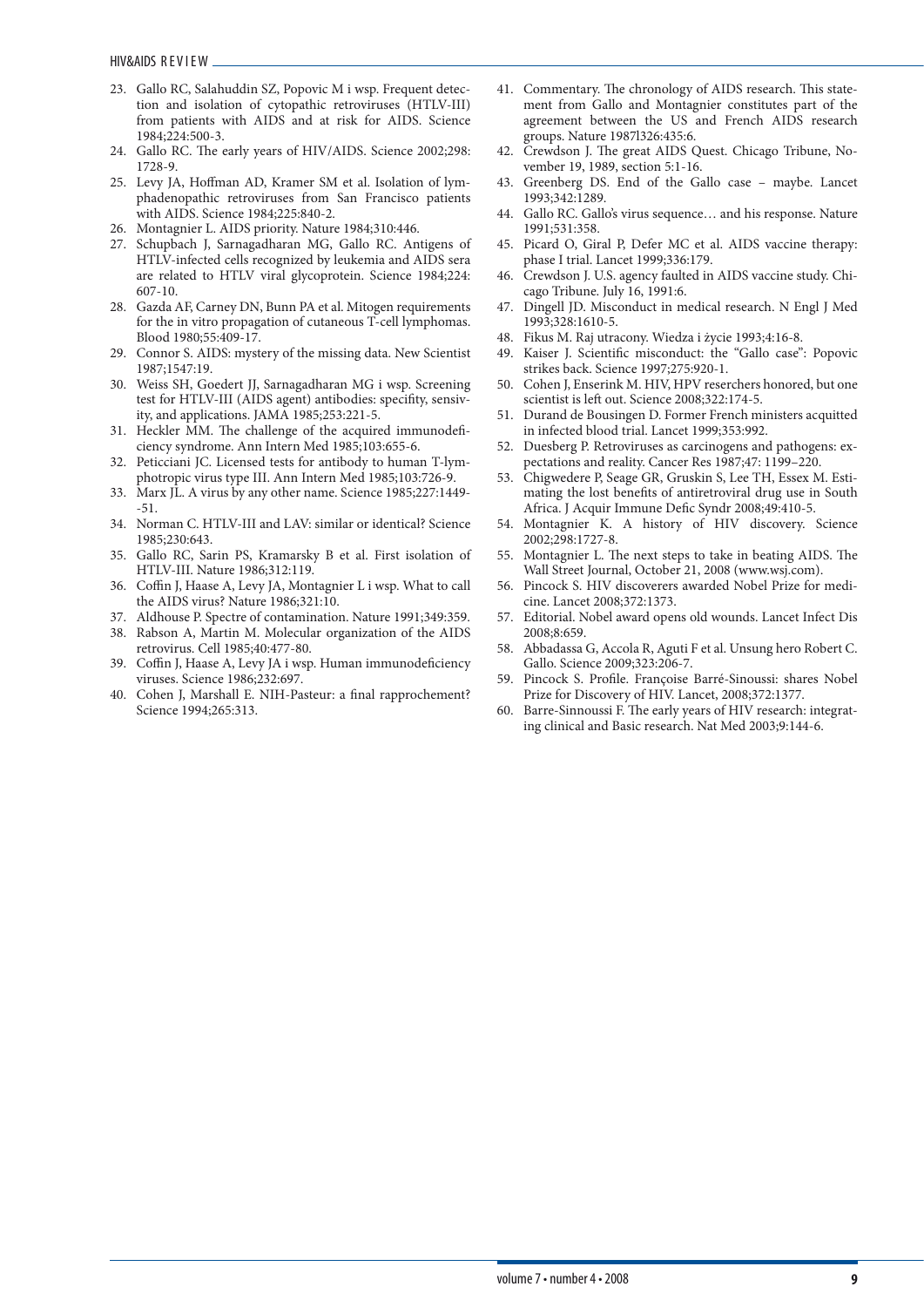23. Gallo RC, Salahuddin SZ, Popovic M i wsp. Frequent detection and isolation of cytopathic retroviruses (HTLV-III) from patients with AIDS and at risk for AIDS. Science 1984;224:500-3.
24. Gallo RC. The early years of HIV/AIDS. Science 2002;298: 1728-9.
25. Levy JA, Hoffman AD, Kramer SM et al. Isolation of lymphadenopathic retroviruses from San Francisco patients with AIDS. Science 1984;225:840-2.
26. Montagnier L. AIDS priority. Nature 1984;310:446.
27. Schupbach J, Sarnagadharan MG, Gallo RC. Antigens of HTLV-infected cells recognized by leukemia and AIDS sera are related to HTLV viral glycoprotein. Science 1984;224: 607-10.
28. Gazda AF, Carney DN, Bunn PA et al. Mitogen requirements for the in vitro propagation of cutaneous T-cell lymphomas. Blood 1980;55:409-17.
29. Connor S. AIDS: mystery of the missing data. New Scientist 1987;1547:19.
30. Weiss SH, Goedert JJ, Sarnagadharan MG i wsp. Screening test for HTLV-III (AIDS agent) antibodies: specifity, sensivity, and applications. JAMA 1985;253:221-5.
31. Heckler MM. The challenge of the acquired immunodeficiency syndrome. Ann Intern Med 1985;103:655-6.
32. Peticciani JC. Licensed tests for antibody to human T-lymphotropic virus type III. Ann Intern Med 1985;103:726-9.
33. Marx JL. A virus by any other name. Science 1985;227:1449--51.
34. Norman C. HTLV-III and LAV: similar or identical? Science 1985;230:643.
35. Gallo RC, Sarin PS, Kramarsky B et al. First isolation of HTLV-III. Nature 1986;312:119.
36. Coffin J, Haase A, Levy JA, Montagnier L i wsp. What to call the AIDS virus? Nature 1986;321:10.
37. Aldhouse P. Spectre of contamination. Nature 1991;349:359.
38. Rabson A, Martin M. Molecular organization of the AIDS retrovirus. Cell 1985;40:477-80.
39. Coffin J, Haase A, Levy JA i wsp. Human immunodeficiency viruses. Science 1986;232:697.
40. Cohen J, Marshall E. NIH-Pasteur: a final rapprochement? Science 1994;265:313.
41. Commentary. The chronology of AIDS research. This statement from Gallo and Montagnier constitutes part of the agreement between the US and French AIDS research groups. Nature 1987l326:435:6.
42. Crewdson J. The great AIDS Quest. Chicago Tribune, November 19, 1989, section 5:1-16.
43. Greenberg DS. End of the Gallo case – maybe. Lancet 1993;342:1289.
44. Gallo RC. Gallo's virus sequence… and his response. Nature 1991;531:358.
45. Picard O, Giral P, Defer MC et al. AIDS vaccine therapy: phase I trial. Lancet 1999;336:179.
46. Crewdson J. U.S. agency faulted in AIDS vaccine study. Chicago Tribune. July 16, 1991:6.
47. Dingell JD. Misconduct in medical research. N Engl J Med 1993;328:1610-5.
48. Fikus M. Raj utracony. Wiedza i życie 1993;4:16-8.
49. Kaiser J. Scientific misconduct: the "Gallo case": Popovic strikes back. Science 1997;275:920-1.
50. Cohen J, Enserink M. HIV, HPV reserchers honored, but one scientist is left out. Science 2008;322:174-5.
51. Durand de Bousingen D. Former French ministers acquitted in infected blood trial. Lancet 1999;353:992.
52. Duesberg P. Retroviruses as carcinogens and pathogens: expectations and reality. Cancer Res 1987;47: 1199–220.
53. Chigwedere P, Seage GR, Gruskin S, Lee TH, Essex M. Estimating the lost benefits of antiretroviral drug use in South Africa. J Acquir Immune Defic Syndr 2008;49:410-5.
54. Montagnier K. A history of HIV discovery. Science 2002;298:1727-8.
55. Montagnier L. The next steps to take in beating AIDS. The Wall Street Journal, October 21, 2008 (www.wsj.com).
56. Pincock S. HIV discoverers awarded Nobel Prize for medicine. Lancet 2008;372:1373.
57. Editorial. Nobel award opens old wounds. Lancet Infect Dis 2008;8:659.
58. Abbadassa G, Accola R, Aguti F et al. Unsung hero Robert C. Gallo. Science 2009;323:206-7.
59. Pincock S. Profile. Françoise Barré-Sinoussi: shares Nobel Prize for Discovery of HIV. Lancet, 2008;372:1377.
60. Barre-Sinnoussi F. The early years of HIV research: integrating clinical and Basic research. Nat Med 2003;9:144-6.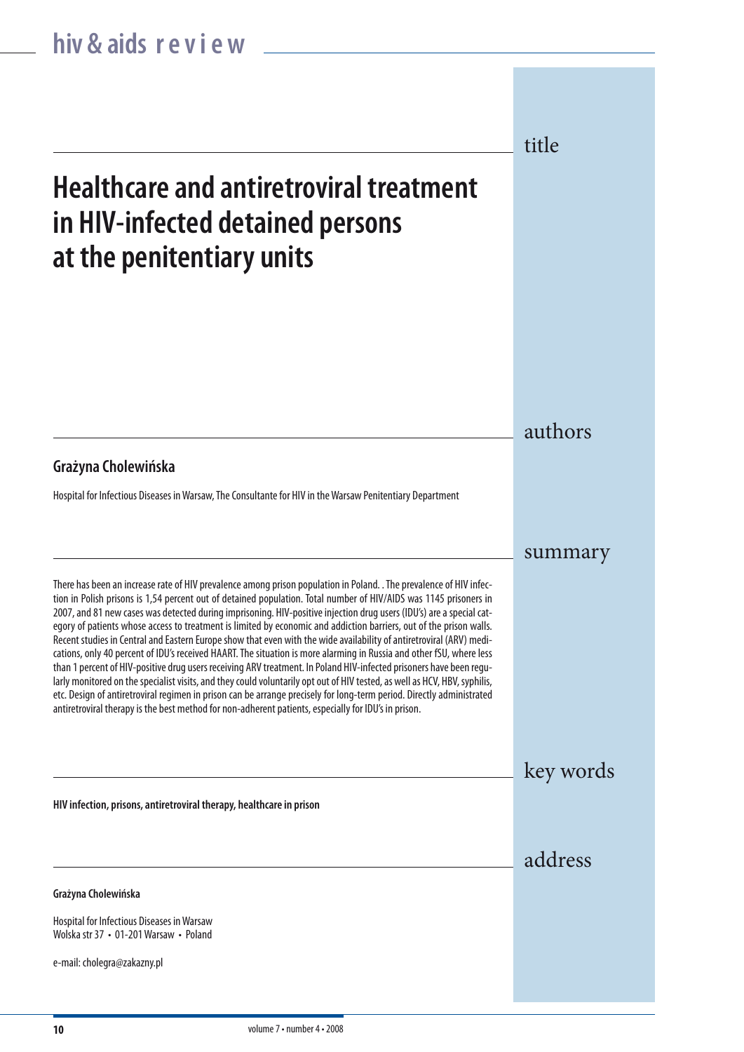## title

# Healthcare and antiretroviral treatment in HIV-infected detained persons at the penitentiary units

## authors

**Grażyna Cholewińska**

Hospital for Infectious Diseases in Warsaw, The Consultante for HIV in the Warsaw Penitentiary Department

## summary

There has been an increase rate of HIV prevalence among prison population in Poland. . The prevalence of HIV infection in Polish prisons is 1,54 percent out of detained population. Total number of HIV/AIDS was 1145 prisoners in 2007, and 81 new cases was detected during imprisoning. HIV-positive injection drug users (IDU's) are a special category of patients whose access to treatment is limited by economic and addiction barriers, out of the prison walls. Recent studies in Central and Eastern Europe show that even with the wide availability of antiretroviral (ARV) medications, only 40 percent of IDU's received HAART. The situation is more alarming in Russia and other fSU, where less than 1 percent of HIV-positive drug users receiving ARV treatment. In Poland HIV-infected prisoners have been regularly monitored on the specialist visits, and they could voluntarily opt out of HIV tested, as well as HCV, HBV, syphilis, etc. Design of antiretroviral regimen in prison can be arrange precisely for long-term period. Directly administrated antiretroviral therapy is the best method for non-adherent patients, especially for IDU's in prison.

## key words

**HIV infection, prisons, antiretroviral therapy, healthcare in prison**

## address

**Grażyna Cholewińska**

Hospital for Infectious Diseases in Warsaw
Wolska str 37 • 01-201 Warsaw • Poland

e-mail: cholegra@zakazny.pl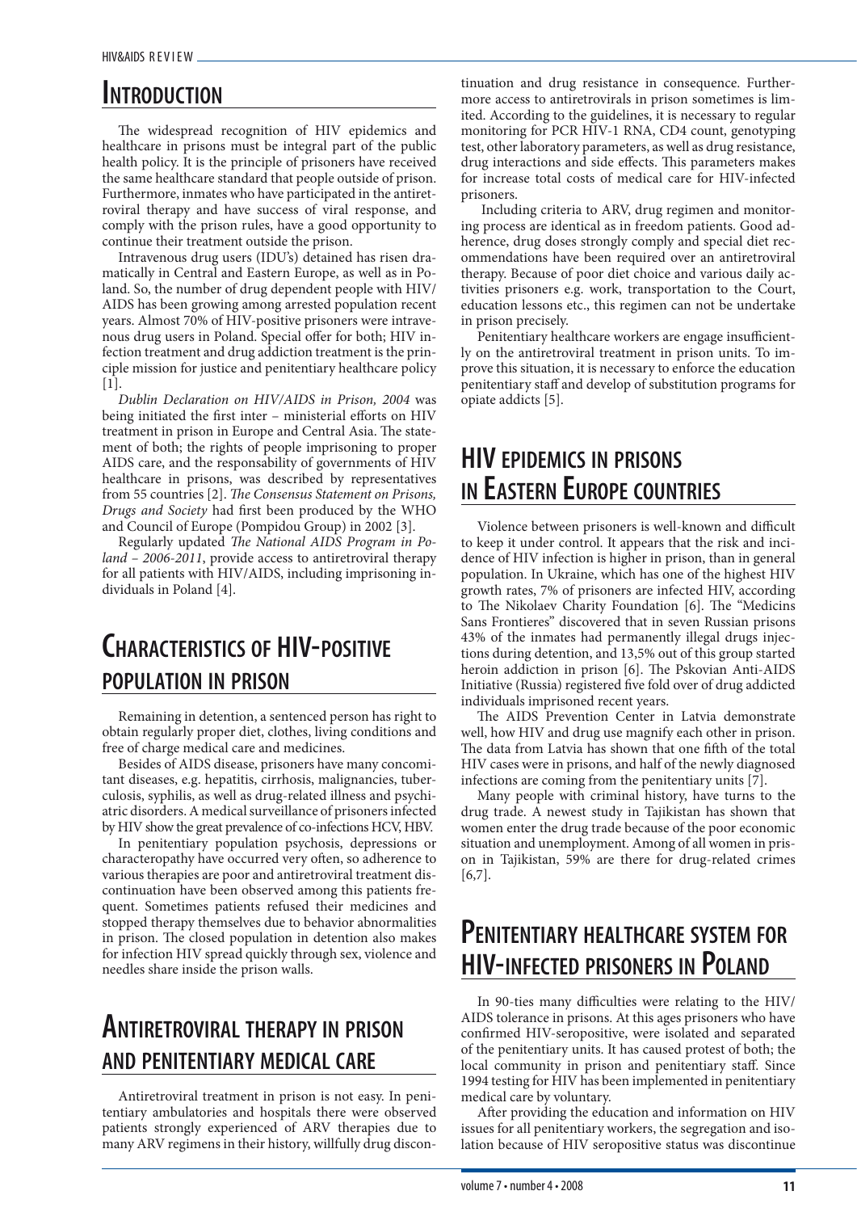# Introduction

The widespread recognition of HIV epidemics and healthcare in prisons must be integral part of the public health policy. It is the principle of prisoners have received the same healthcare standard that people outside of prison. Furthermore, inmates who have participated in the antiretroviral therapy and have success of viral response, and comply with the prison rules, have a good opportunity to continue their treatment outside the prison.

Intravenous drug users (IDU's) detained has risen dramatically in Central and Eastern Europe, as well as in Poland. So, the number of drug dependent people with HIV/AIDS has been growing among arrested population recent years. Almost 70% of HIV-positive prisoners were intravenous drug users in Poland. Special offer for both; HIV infection treatment and drug addiction treatment is the principle mission for justice and penitentiary healthcare policy [1].

*Dublin Declaration on HIV/AIDS in Prison, 2004* was being initiated the first inter – ministerial efforts on HIV treatment in prison in Europe and Central Asia. The statement of both; the rights of people imprisoning to proper AIDS care, and the responsability of governments of HIV healthcare in prisons, was described by representatives from 55 countries [2]. *The Consensus Statement on Prisons, Drugs and Society* had first been produced by the WHO and Council of Europe (Pompidou Group) in 2002 [3].

Regularly updated *The National AIDS Program in Poland – 2006-2011*, provide access to antiretroviral therapy for all patients with HIV/AIDS, including imprisoning individuals in Poland [4].

# Characteristics of HIV-positive population in prison

Remaining in detention, a sentenced person has right to obtain regularly proper diet, clothes, living conditions and free of charge medical care and medicines.

Besides of AIDS disease, prisoners have many concomitant diseases, e.g. hepatitis, cirrhosis, malignancies, tuberculosis, syphilis, as well as drug-related illness and psychiatric disorders. A medical surveillance of prisoners infected by HIV show the great prevalence of co-infections HCV, HBV.

In penitentiary population psychosis, depressions or characteropathy have occurred very often, so adherence to various therapies are poor and antiretroviral treatment discontinuation have been observed among this patients frequent. Sometimes patients refused their medicines and stopped therapy themselves due to behavior abnormalities in prison. The closed population in detention also makes for infection HIV spread quickly through sex, violence and needles share inside the prison walls.

# Antiretroviral therapy in prison and penitentiary medical care

Antiretroviral treatment in prison is not easy. In penitentiary ambulatories and hospitals there were observed patients strongly experienced of ARV therapies due to many ARV regimens in their history, willfully drug discontinuation and drug resistance in consequence. Furthermore access to antiretrovirals in prison sometimes is limited. According to the guidelines, it is necessary to regular monitoring for PCR HIV-1 RNA, CD4 count, genotyping test, other laboratory parameters, as well as drug resistance, drug interactions and side effects. This parameters makes for increase total costs of medical care for HIV-infected prisoners.

Including criteria to ARV, drug regimen and monitoring process are identical as in freedom patients. Good adherence, drug doses strongly comply and special diet recommendations have been required over an antiretroviral therapy. Because of poor diet choice and various daily activities prisoners e.g. work, transportation to the Court, education lessons etc., this regimen can not be undertake in prison precisely.

Penitentiary healthcare workers are engage insufficiently on the antiretroviral treatment in prison units. To improve this situation, it is necessary to enforce the education penitentiary staff and develop of substitution programs for opiate addicts [5].

# HIV epidemics in prisons in Eastern Europe countries

Violence between prisoners is well-known and difficult to keep it under control. It appears that the risk and incidence of HIV infection is higher in prison, than in general population. In Ukraine, which has one of the highest HIV growth rates, 7% of prisoners are infected HIV, according to The Nikolaev Charity Foundation [6]. The "Medicins Sans Frontieres" discovered that in seven Russian prisons 43% of the inmates had permanently illegal drugs injections during detention, and 13,5% out of this group started heroin addiction in prison [6]. The Pskovian Anti-AIDS Initiative (Russia) registered five fold over of drug addicted individuals imprisoned recent years.

The AIDS Prevention Center in Latvia demonstrate well, how HIV and drug use magnify each other in prison. The data from Latvia has shown that one fifth of the total HIV cases were in prisons, and half of the newly diagnosed infections are coming from the penitentiary units [7].

Many people with criminal history, have turns to the drug trade. A newest study in Tajikistan has shown that women enter the drug trade because of the poor economic situation and unemployment. Among of all women in prison in Tajikistan, 59% are there for drug-related crimes [6,7].

# Penitentiary healthcare system for HIV-infected prisoners in Poland

In 90-ties many difficulties were relating to the HIV/AIDS tolerance in prisons. At this ages prisoners who have confirmed HIV-seropositive, were isolated and separated of the penitentiary units. It has caused protest of both; the local community in prison and penitentiary staff. Since 1994 testing for HIV has been implemented in penitentiary medical care by voluntary.

After providing the education and information on HIV issues for all penitentiary workers, the segregation and isolation because of HIV seropositive status was discontinue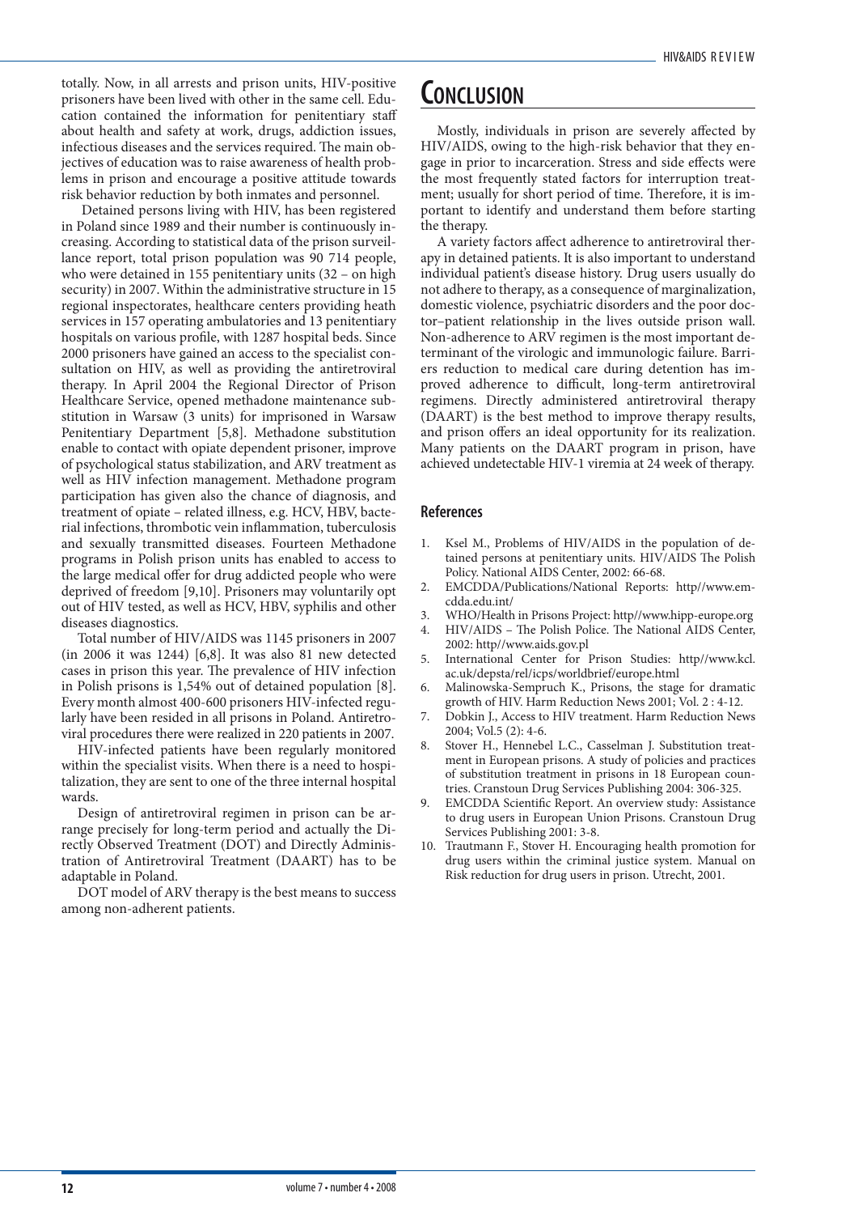totally. Now, in all arrests and prison units, HIV-positive prisoners have been lived with other in the same cell. Education contained the information for penitentiary staff about health and safety at work, drugs, addiction issues, infectious diseases and the services required. The main objectives of education was to raise awareness of health problems in prison and encourage a positive attitude towards risk behavior reduction by both inmates and personnel.

Detained persons living with HIV, has been registered in Poland since 1989 and their number is continuously increasing. According to statistical data of the prison surveillance report, total prison population was 90 714 people, who were detained in 155 penitentiary units (32 – on high security) in 2007. Within the administrative structure in 15 regional inspectorates, healthcare centers providing heath services in 157 operating ambulatories and 13 penitentiary hospitals on various profile, with 1287 hospital beds. Since 2000 prisoners have gained an access to the specialist consultation on HIV, as well as providing the antiretroviral therapy. In April 2004 the Regional Director of Prison Healthcare Service, opened methadone maintenance substitution in Warsaw (3 units) for imprisoned in Warsaw Penitentiary Department [5,8]. Methadone substitution enable to contact with opiate dependent prisoner, improve of psychological status stabilization, and ARV treatment as well as HIV infection management. Methadone program participation has given also the chance of diagnosis, and treatment of opiate – related illness, e.g. HCV, HBV, bacterial infections, thrombotic vein inflammation, tuberculosis and sexually transmitted diseases. Fourteen Methadone programs in Polish prison units has enabled to access to the large medical offer for drug addicted people who were deprived of freedom [9,10]. Prisoners may voluntarily opt out of HIV tested, as well as HCV, HBV, syphilis and other diseases diagnostics.

Total number of HIV/AIDS was 1145 prisoners in 2007 (in 2006 it was 1244) [6,8]. It was also 81 new detected cases in prison this year. The prevalence of HIV infection in Polish prisons is 1,54% out of detained population [8]. Every month almost 400-600 prisoners HIV-infected regularly have been resided in all prisons in Poland. Antiretroviral procedures there were realized in 220 patients in 2007.

HIV-infected patients have been regularly monitored within the specialist visits. When there is a need to hospitalization, they are sent to one of the three internal hospital wards.

Design of antiretroviral regimen in prison can be arrange precisely for long-term period and actually the Directly Observed Treatment (DOT) and Directly Administration of Antiretroviral Treatment (DAART) has to be adaptable in Poland.

DOT model of ARV therapy is the best means to success among non-adherent patients.

# Conclusion

Mostly, individuals in prison are severely affected by HIV/AIDS, owing to the high-risk behavior that they engage in prior to incarceration. Stress and side effects were the most frequently stated factors for interruption treatment; usually for short period of time. Therefore, it is important to identify and understand them before starting the therapy.

A variety factors affect adherence to antiretroviral therapy in detained patients. It is also important to understand individual patient's disease history. Drug users usually do not adhere to therapy, as a consequence of marginalization, domestic violence, psychiatric disorders and the poor doctor–patient relationship in the lives outside prison wall. Non-adherence to ARV regimen is the most important determinant of the virologic and immunologic failure. Barriers reduction to medical care during detention has improved adherence to difficult, long-term antiretroviral regimens. Directly administered antiretroviral therapy (DAART) is the best method to improve therapy results, and prison offers an ideal opportunity for its realization. Many patients on the DAART program in prison, have achieved undetectable HIV-1 viremia at 24 week of therapy.

## References

1. Ksel M., Problems of HIV/AIDS in the population of detained persons at penitentiary units. HIV/AIDS The Polish Policy. National AIDS Center, 2002: 66-68.
2. EMCDDA/Publications/National Reports: http//www.emcdda.edu.int/
3. WHO/Health in Prisons Project: http//www.hipp-europe.org
4. HIV/AIDS – The Polish Police. The National AIDS Center, 2002: http//www.aids.gov.pl
5. International Center for Prison Studies: http//www.kcl.ac.uk/depsta/rel/icps/worldbrief/europe.html
6. Malinowska-Sempruch K., Prisons, the stage for dramatic growth of HIV. Harm Reduction News 2001; Vol. 2 : 4-12.
7. Dobkin J., Access to HIV treatment. Harm Reduction News 2004; Vol.5 (2): 4-6.
8. Stover H., Hennebel L.C., Casselman J. Substitution treatment in European prisons. A study of policies and practices of substitution treatment in prisons in 18 European countries. Cranstoun Drug Services Publishing 2004: 306-325.
9. EMCDDA Scientific Report. An overview study: Assistance to drug users in European Union Prisons. Cranstoun Drug Services Publishing 2001: 3-8.
10. Trautmann F., Stover H. Encouraging health promotion for drug users within the criminal justice system. Manual on Risk reduction for drug users in prison. Utrecht, 2001.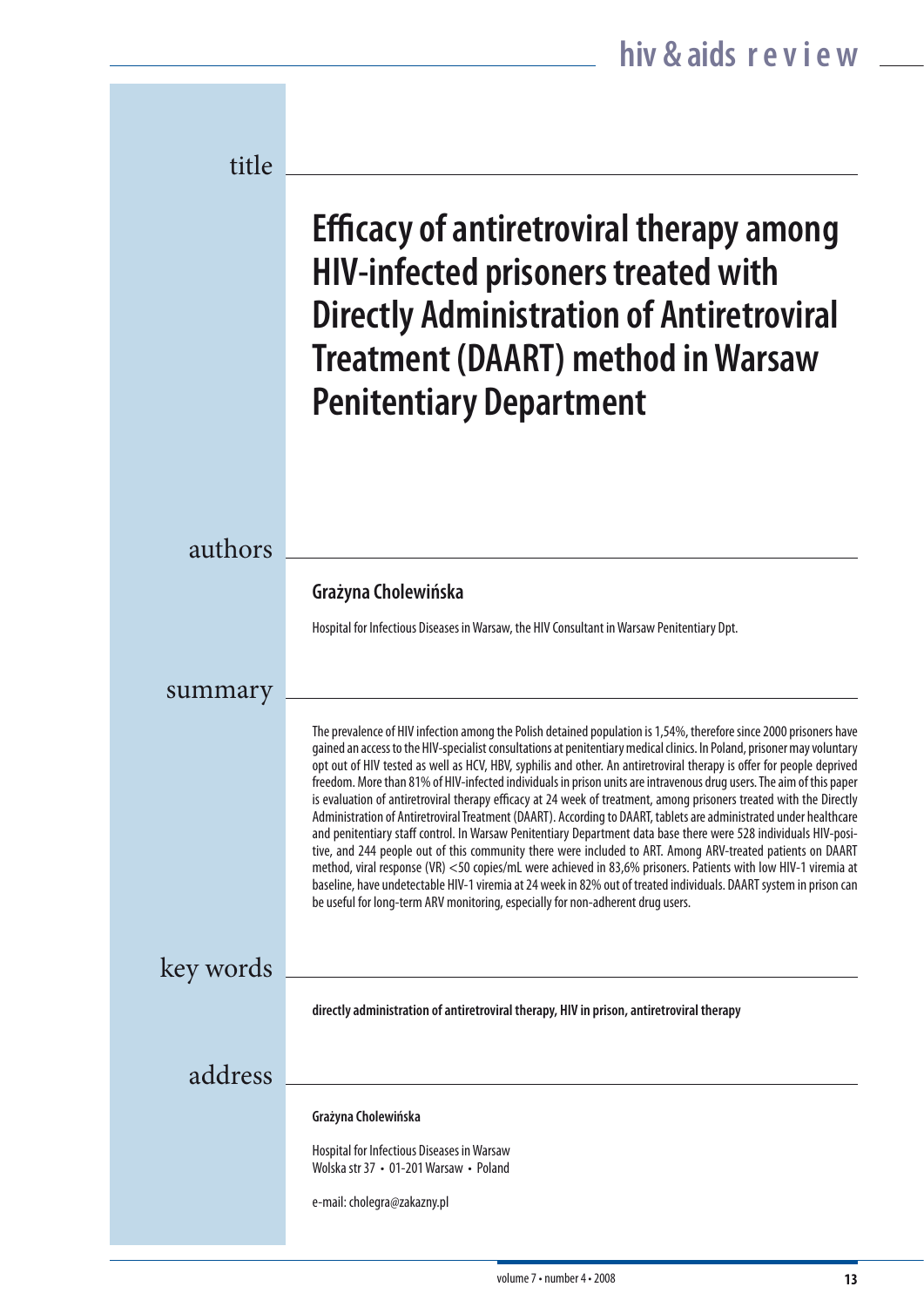## title

# Efficacy of antiretroviral therapy among HIV-infected prisoners treated with Directly Administration of Antiretroviral Treatment (DAART) method in Warsaw Penitentiary Department

## authors

**Grażyna Cholewińska**

Hospital for Infectious Diseases in Warsaw, the HIV Consultant in Warsaw Penitentiary Dpt.

## summary

The prevalence of HIV infection among the Polish detained population is 1,54%, therefore since 2000 prisoners have gained an access to the HIV-specialist consultations at penitentiary medical clinics. In Poland, prisoner may voluntary opt out of HIV tested as well as HCV, HBV, syphilis and other. An antiretroviral therapy is offer for people deprived freedom. More than 81% of HIV-infected individuals in prison units are intravenous drug users. The aim of this paper is evaluation of antiretroviral therapy efficacy at 24 week of treatment, among prisoners treated with the Directly Administration of Antiretroviral Treatment (DAART). According to DAART, tablets are administrated under healthcare and penitentiary staff control. In Warsaw Penitentiary Department data base there were 528 individuals HIV-positive, and 244 people out of this community there were included to ART. Among ARV-treated patients on DAART method, viral response (VR) <50 copies/mL were achieved in 83,6% prisoners. Patients with low HIV-1 viremia at baseline, have undetectable HIV-1 viremia at 24 week in 82% out of treated individuals. DAART system in prison can be useful for long-term ARV monitoring, especially for non-adherent drug users.

## key words

**directly administration of antiretroviral therapy, HIV in prison, antiretroviral therapy**

## address

**Grażyna Cholewińska**

Hospital for Infectious Diseases in Warsaw
Wolska str 37 • 01-201 Warsaw • Poland

e-mail: cholegra@zakazny.pl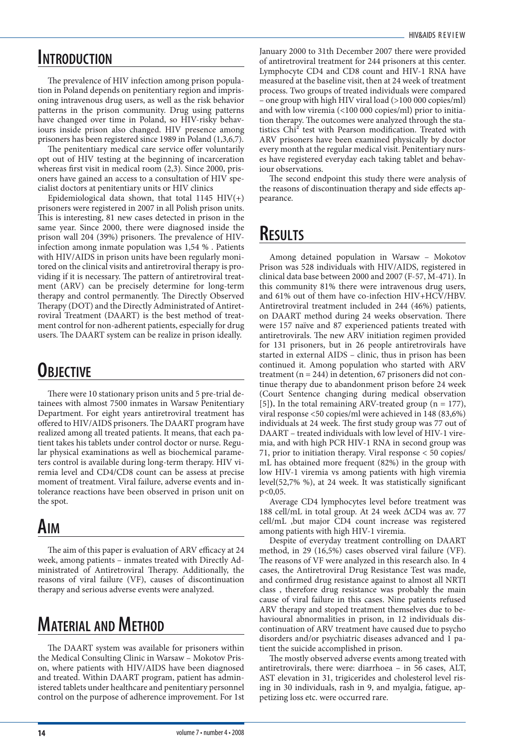## Introduction

The prevalence of HIV infection among prison population in Poland depends on penitentiary region and imprisoning intravenous drug users, as well as the risk behavior patterns in the prison community. Drug using patterns have changed over time in Poland, so HIV-risky behaviours inside prison also changed. HIV presence among prisoners has been registered since 1989 in Poland (1,3,6,7).

The penitentiary medical care service offer voluntarily opt out of HIV testing at the beginning of incarceration whereas first visit in medical room (2,3). Since 2000, prisoners have gained an access to a consultation of HIV specialist doctors at penitentiary units or HIV clinics

Epidemiological data shown, that total 1145 HIV(+) prisoners were registered in 2007 in all Polish prison units. This is interesting, 81 new cases detected in prison in the same year. Since 2000, there were diagnosed inside the prison wall 204 (39%) prisoners. The prevalence of HIV-infection among inmate population was 1,54 % . Patients with HIV/AIDS in prison units have been regularly monitored on the clinical visits and antiretroviral therapy is providing if it is necessary. The pattern of antiretroviral treatment (ARV) can be precisely determine for long-term therapy and control permanently. The Directly Observed Therapy (DOT) and the Directly Administrated of Antiretroviral Treatment (DAART) is the best method of treatment control for non-adherent patients, especially for drug users. The DAART system can be realize in prison ideally.

## Objective

There were 10 stationary prison units and 5 pre-trial detainees with almost 7500 inmates in Warsaw Penitentiary Department. For eight years antiretroviral treatment has offered to HIV/AIDS prisoners. The DAART program have realized among all treated patients. It means, that each patient takes his tablets under control doctor or nurse. Regular physical examinations as well as biochemical parameters control is available during long-term therapy. HIV viremia level and CD4/CD8 count can be assess at precise moment of treatment. Viral failure, adverse events and intolerance reactions have been observed in prison unit on the spot.

## Aim

The aim of this paper is evaluation of ARV efficacy at 24 week, among patients – inmates treated with Directly Administrated of Antiretroviral Therapy. Additionally, the reasons of viral failure (VF), causes of discontinuation therapy and serious adverse events were analyzed.

## Material and Method

The DAART system was available for prisoners within the Medical Consulting Clinic in Warsaw – Mokotov Prison, where patients with HIV/AIDS have been diagnosed and treated. Within DAART program, patient has administered tablets under healthcare and penitentiary personnel control on the purpose of adherence improvement. For 1st January 2000 to 31th December 2007 there were provided of antiretroviral treatment for 244 prisoners at this center. Lymphocyte CD4 and CD8 count and HIV-1 RNA have measured at the baseline visit, then at 24 week of treatment process. Two groups of treated individuals were compared – one group with high HIV viral load (>100 000 copies/ml) and with low viremia (<100 000 copies/ml) prior to initiation therapy. The outcomes were analyzed through the statistics $Chi^2$ test with Pearson modification. Treated with ARV prisoners have been examined physically by doctor every month at the regular medical visit. Penitentiary nurses have registered everyday each taking tablet and behaviour observations.

The second endpoint this study there were analysis of the reasons of discontinuation therapy and side effects appearance.

## Results

Among detained population in Warsaw – Mokotov Prison was 528 individuals with HIV/AIDS, registered in clinical data base between 2000 and 2007 (F-57, M-471). In this community 81% there were intravenous drug users, and 61% out of them have co-infection HIV+HCV/HBV. Antiretroviral treatment included in 244 (46%) patients, on DAART method during 24 weeks observation. There were 157 naïve and 87 experienced patients treated with antiretrovirals. The new ARV initiation regimen provided for 131 prisoners, but in 26 people antiretrovirals have started in external AIDS – clinic, thus in prison has been continued it. Among population who started with ARV treatment (n = 244) in detention, 67 prisoners did not continue therapy due to abandonment prison before 24 week (Court Sentence changing during medical observation [5]). In the total remaining ARV-treated group (n = 177), viral response <50 copies/ml were achieved in 148 (83,6%) individuals at 24 week. The first study group was 77 out of DAART – treated individuals with low level of HIV-1 viremia, and with high PCR HIV-1 RNA in second group was 71, prior to initiation therapy. Viral response < 50 copies/mL has obtained more frequent (82%) in the group with low HIV-1 viremia vs among patients with high viremia level(52,7% %), at 24 week. It was statistically significant $p<0,05$.

Average CD4 lymphocytes level before treatment was 188 cell/mL in total group. At 24 week ΔCD4 was av. 77 cell/mL ,but major CD4 count increase was registered among patients with high HIV-1 viremia.

Despite of everyday treatment controlling on DAART method, in 29 (16,5%) cases observed viral failure (VF). The reasons of VF were analyzed in this research also. In 4 cases, the Antiretroviral Drug Resistance Test was made, and confirmed drug resistance against to almost all NRTI class , therefore drug resistance was probably the main cause of viral failure in this cases. Nine patients refused ARV therapy and stoped treatment themselves due to behavioural abnormalities in prison, in 12 individuals discontinuation of ARV treatment have caused due to psycho disorders and/or psychiatric diseases advanced and 1 patient the suicide accomplished in prison.

The mostly observed adverse events among treated with antiretrovirals, there were: diarrhoea – in 56 cases, ALT, AST elevation in 31, trigicerides and cholesterol level rising in 30 individuals, rash in 9, and myalgia, fatigue, appetizing loss etc. were occurred rare.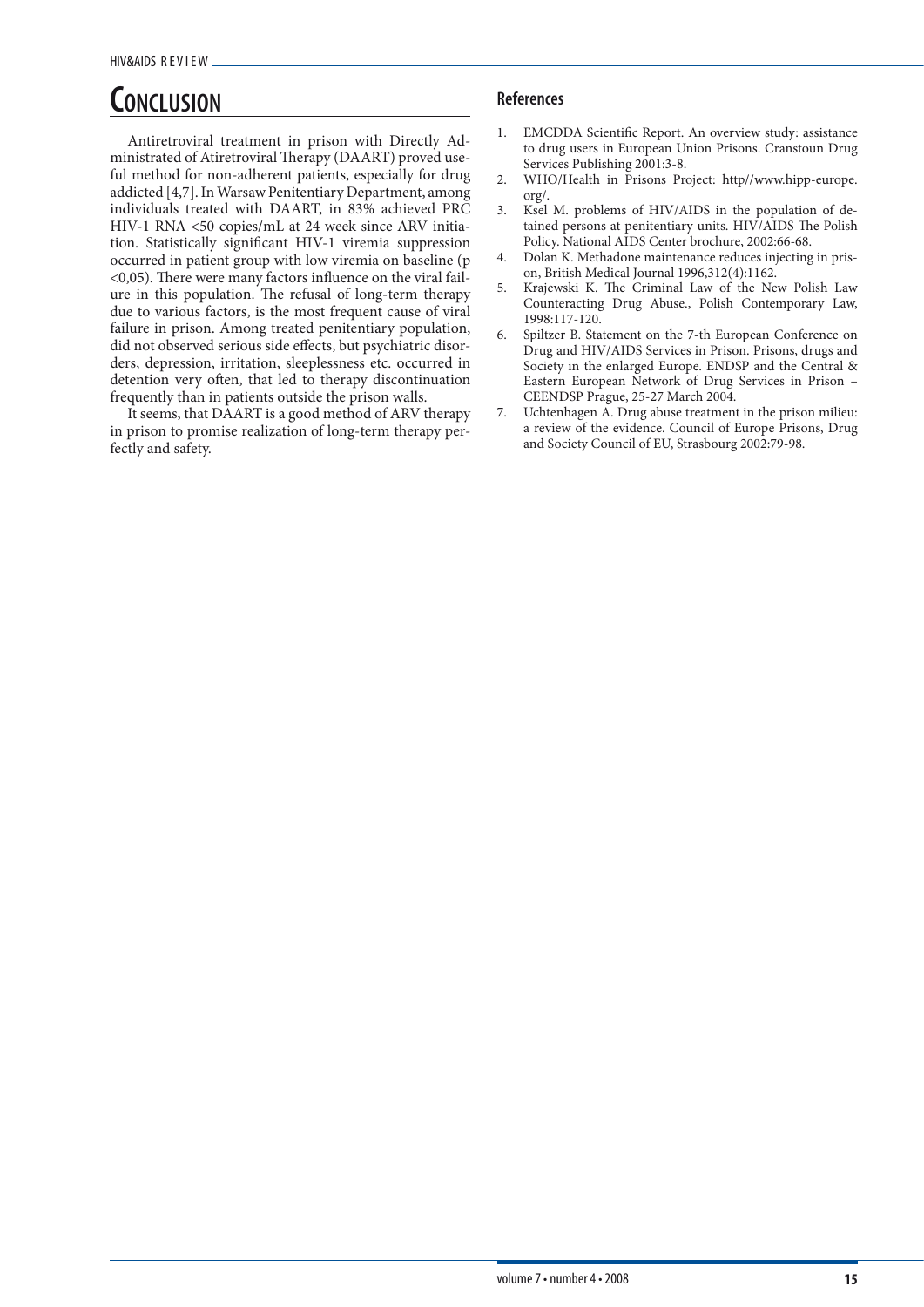# Conclusion

Antiretroviral treatment in prison with Directly Administrated of Atiretroviral Therapy (DAART) proved useful method for non-adherent patients, especially for drug addicted [4,7]. In Warsaw Penitentiary Department, among individuals treated with DAART, in 83% achieved PRC HIV-1 RNA <50 copies/mL at 24 week since ARV initiation. Statistically significant HIV-1 viremia suppression occurred in patient group with low viremia on baseline ($p < 0,05$). There were many factors influence on the viral failure in this population. The refusal of long-term therapy due to various factors, is the most frequent cause of viral failure in prison. Among treated penitentiary population, did not observed serious side effects, but psychiatric disorders, depression, irritation, sleeplessness etc. occurred in detention very often, that led to therapy discontinuation frequently than in patients outside the prison walls.

It seems, that DAART is a good method of ARV therapy in prison to promise realization of long-term therapy perfectly and safety.

## References

1. EMCDDA Scientific Report. An overview study: assistance to drug users in European Union Prisons. Cranstoun Drug Services Publishing 2001:3-8.
2. WHO/Health in Prisons Project: http//www.hipp-europe.org/.
3. Ksel M. problems of HIV/AIDS in the population of detained persons at penitentiary units. HIV/AIDS The Polish Policy. National AIDS Center brochure, 2002:66-68.
4. Dolan K. Methadone maintenance reduces injecting in prison, British Medical Journal 1996,312(4):1162.
5. Krajewski K. The Criminal Law of the New Polish Law Counteracting Drug Abuse., Polish Contemporary Law, 1998:117-120.
6. Spiltzer B. Statement on the 7-th European Conference on Drug and HIV/AIDS Services in Prison. Prisons, drugs and Society in the enlarged Europe. ENDSP and the Central & Eastern European Network of Drug Services in Prison – CEENDSP Prague, 25-27 March 2004.
7. Uchtenhagen A. Drug abuse treatment in the prison milieu: a review of the evidence. Council of Europe Prisons, Drug and Society Council of EU, Strasbourg 2002:79-98.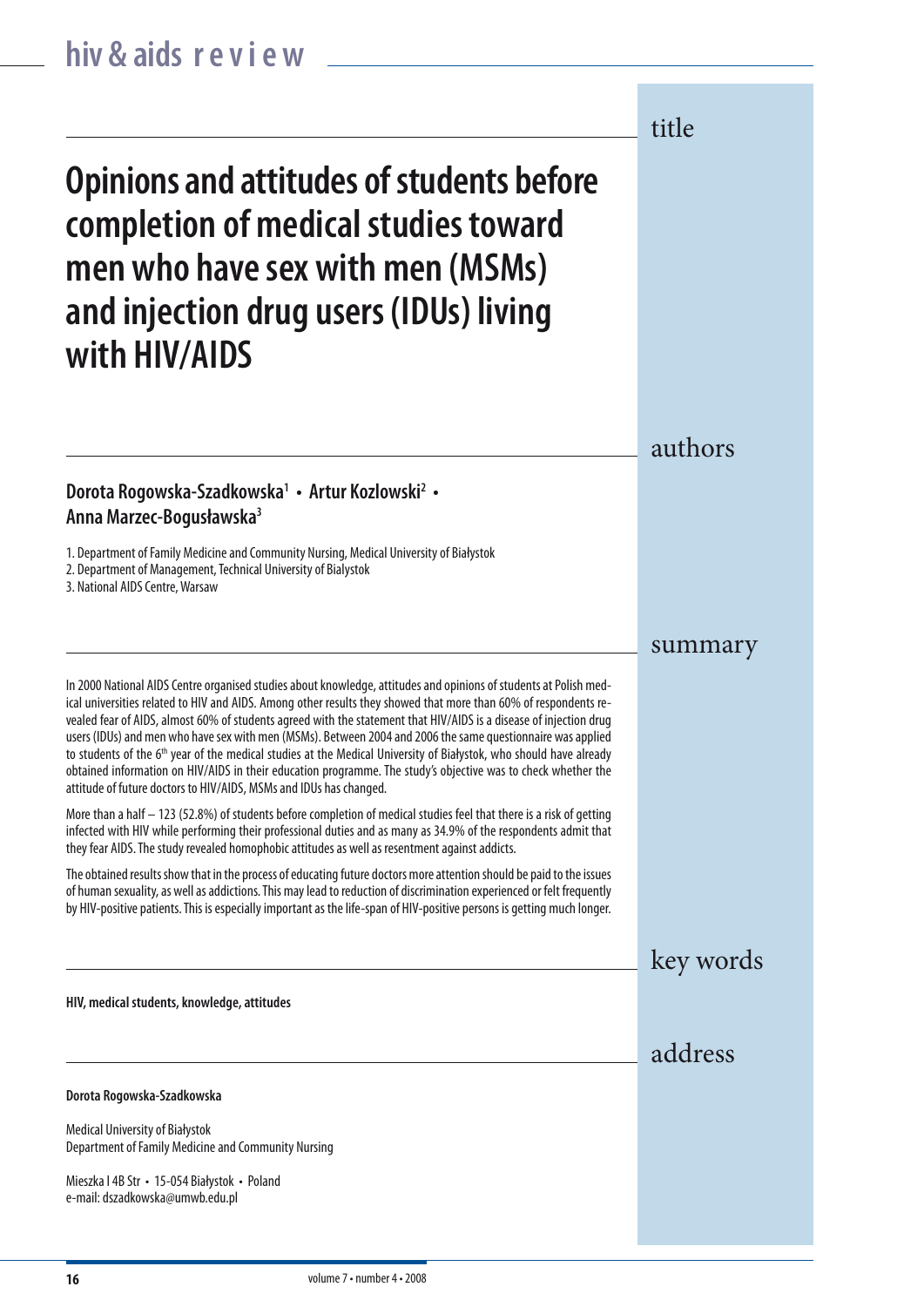## title

# Opinions and attitudes of students before completion of medical studies toward men who have sex with men (MSMs) and injection drug users (IDUs) living with HIV/AIDS

## authors

**Dorota Rogowska-Szadkowska[1] • Artur Kozlowski[2] • Anna Marzec-Bogusławska[3]**

1. Department of Family Medicine and Community Nursing, Medical University of Białystok
2. Department of Management, Technical University of Bialystok
3. National AIDS Centre, Warsaw

## summary

In 2000 National AIDS Centre organised studies about knowledge, attitudes and opinions of students at Polish medical universities related to HIV and AIDS. Among other results they showed that more than 60% of respondents revealed fear of AIDS, almost 60% of students agreed with the statement that HIV/AIDS is a disease of injection drug users (IDUs) and men who have sex with men (MSMs). Between 2004 and 2006 the same questionnaire was applied to students of the 6th year of the medical studies at the Medical University of Białystok, who should have already obtained information on HIV/AIDS in their education programme. The study's objective was to check whether the attitude of future doctors to HIV/AIDS, MSMs and IDUs has changed.

More than a half – 123 (52.8%) of students before completion of medical studies feel that there is a risk of getting infected with HIV while performing their professional duties and as many as 34.9% of the respondents admit that they fear AIDS. The study revealed homophobic attitudes as well as resentment against addicts.

The obtained results show that in the process of educating future doctors more attention should be paid to the issues of human sexuality, as well as addictions. This may lead to reduction of discrimination experienced or felt frequently by HIV-positive patients. This is especially important as the life-span of HIV-positive persons is getting much longer.

## key words

**HIV, medical students, knowledge, attitudes**

## address

**Dorota Rogowska-Szadkowska**

Medical University of Białystok
Department of Family Medicine and Community Nursing

Mieszka I 4B Str • 15-054 Białystok • Poland
e-mail: dszadkowska@umwb.edu.pl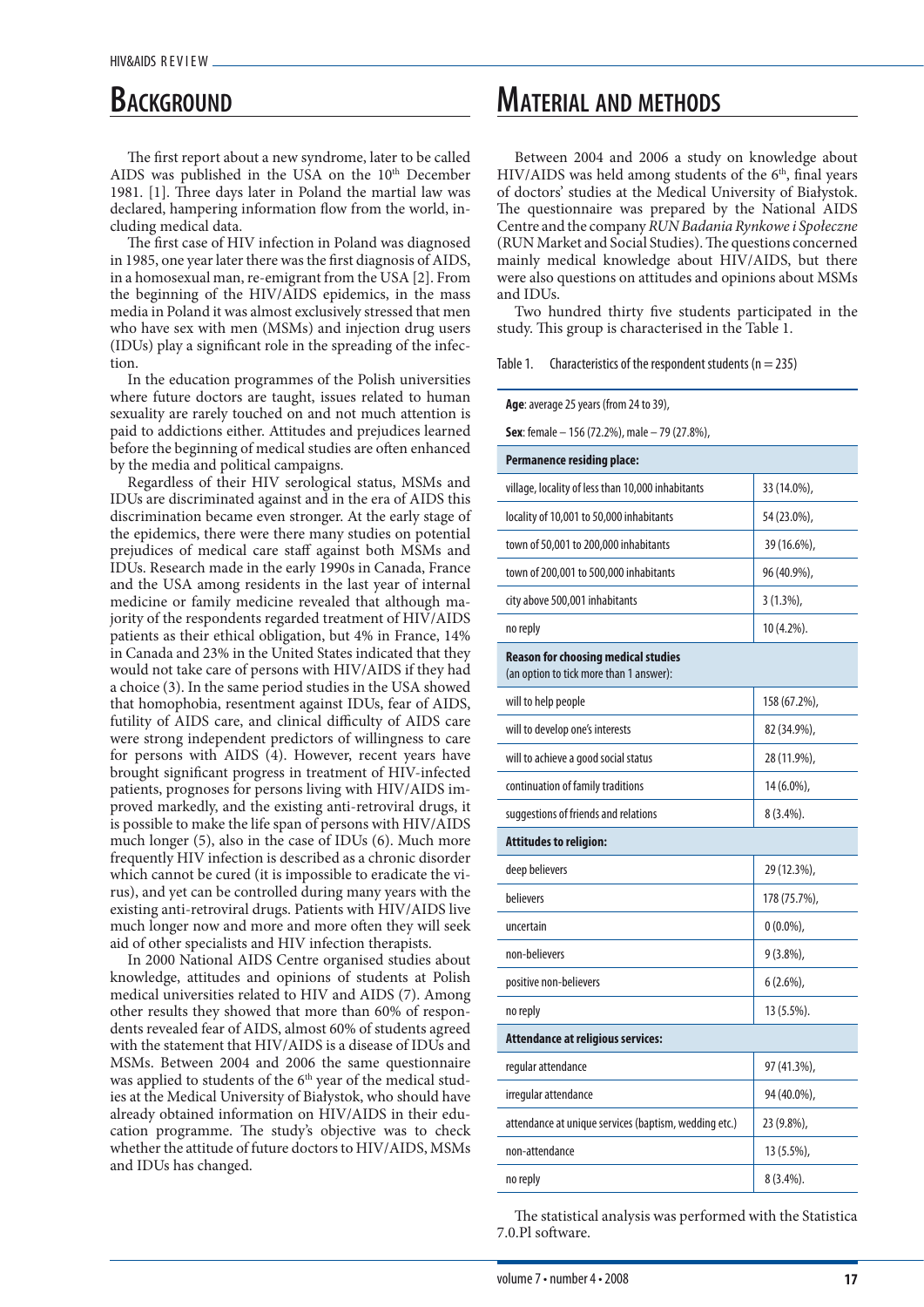## Background

The first report about a new syndrome, later to be called AIDS was published in the USA on the 10th December 1981. [1]. Three days later in Poland the martial law was declared, hampering information flow from the world, including medical data.

The first case of HIV infection in Poland was diagnosed in 1985, one year later there was the first diagnosis of AIDS, in a homosexual man, re-emigrant from the USA [2]. From the beginning of the HIV/AIDS epidemics, in the mass media in Poland it was almost exclusively stressed that men who have sex with men (MSMs) and injection drug users (IDUs) play a significant role in the spreading of the infection.

In the education programmes of the Polish universities where future doctors are taught, issues related to human sexuality are rarely touched on and not much attention is paid to addictions either. Attitudes and prejudices learned before the beginning of medical studies are often enhanced by the media and political campaigns.

Regardless of their HIV serological status, MSMs and IDUs are discriminated against and in the era of AIDS this discrimination became even stronger. At the early stage of the epidemics, there were there many studies on potential prejudices of medical care staff against both MSMs and IDUs. Research made in the early 1990s in Canada, France and the USA among residents in the last year of internal medicine or family medicine revealed that although majority of the respondents regarded treatment of HIV/AIDS patients as their ethical obligation, but 4% in France, 14% in Canada and 23% in the United States indicated that they would not take care of persons with HIV/AIDS if they had a choice (3). In the same period studies in the USA showed that homophobia, resentment against IDUs, fear of AIDS, futility of AIDS care, and clinical difficulty of AIDS care were strong independent predictors of willingness to care for persons with AIDS (4). However, recent years have brought significant progress in treatment of HIV-infected patients, prognoses for persons living with HIV/AIDS improved markedly, and the existing anti-retroviral drugs, it is possible to make the life span of persons with HIV/AIDS much longer (5), also in the case of IDUs (6). Much more frequently HIV infection is described as a chronic disorder which cannot be cured (it is impossible to eradicate the virus), and yet can be controlled during many years with the existing anti-retroviral drugs. Patients with HIV/AIDS live much longer now and more and more often they will seek aid of other specialists and HIV infection therapists.

In 2000 National AIDS Centre organised studies about knowledge, attitudes and opinions of students at Polish medical universities related to HIV and AIDS (7). Among other results they showed that more than 60% of respondents revealed fear of AIDS, almost 60% of students agreed with the statement that HIV/AIDS is a disease of IDUs and MSMs. Between 2004 and 2006 the same questionnaire was applied to students of the 6th year of the medical studies at the Medical University of Białystok, who should have already obtained information on HIV/AIDS in their education programme. The study's objective was to check whether the attitude of future doctors to HIV/AIDS, MSMs and IDUs has changed.

## Material and methods

Between 2004 and 2006 a study on knowledge about HIV/AIDS was held among students of the 6th, final years of doctors' studies at the Medical University of Białystok. The questionnaire was prepared by the National AIDS Centre and the company *RUN Badania Rynkowe i Społeczne* (RUN Market and Social Studies). The questions concerned mainly medical knowledge about HIV/AIDS, but there were also questions on attitudes and opinions about MSMs and IDUs.

Two hundred thirty five students participated in the study. This group is characterised in the Table 1.

Table 1. Characteristics of the respondent students (n = 235)

| | |
|---|---|
| **Age**: average 25 years (from 24 to 39), | |
| **Sex**: female – 156 (72.2%), male – 79 (27.8%), | |
| **Permanence residing place:** | |
| village, locality of less than 10,000 inhabitants | 33 (14.0%), |
| locality of 10,001 to 50,000 inhabitants | 54 (23.0%), |
| town of 50,001 to 200,000 inhabitants | 39 (16.6%), |
| town of 200,001 to 500,000 inhabitants | 96 (40.9%), |
| city above 500,001 inhabitants | 3 (1.3%), |
| no reply | 10 (4.2%). |
| **Reason for choosing medical studies** (an option to tick more than 1 answer): | |
| will to help people | 158 (67.2%), |
| will to develop one's interests | 82 (34.9%), |
| will to achieve a good social status | 28 (11.9%), |
| continuation of family traditions | 14 (6.0%), |
| suggestions of friends and relations | 8 (3.4%). |
| **Attitudes to religion:** | |
| deep believers | 29 (12.3%), |
| believers | 178 (75.7%), |
| uncertain | 0 (0.0%), |
| non-believers | 9 (3.8%), |
| positive non-believers | 6 (2.6%), |
| no reply | 13 (5.5%). |
| **Attendance at religious services:** | |
| regular attendance | 97 (41.3%), |
| irregular attendance | 94 (40.0%), |
| attendance at unique services (baptism, wedding etc.) | 23 (9.8%), |
| non-attendance | 13 (5.5%), |
| no reply | 8 (3.4%). |

The statistical analysis was performed with the Statistica 7.0.Pl software.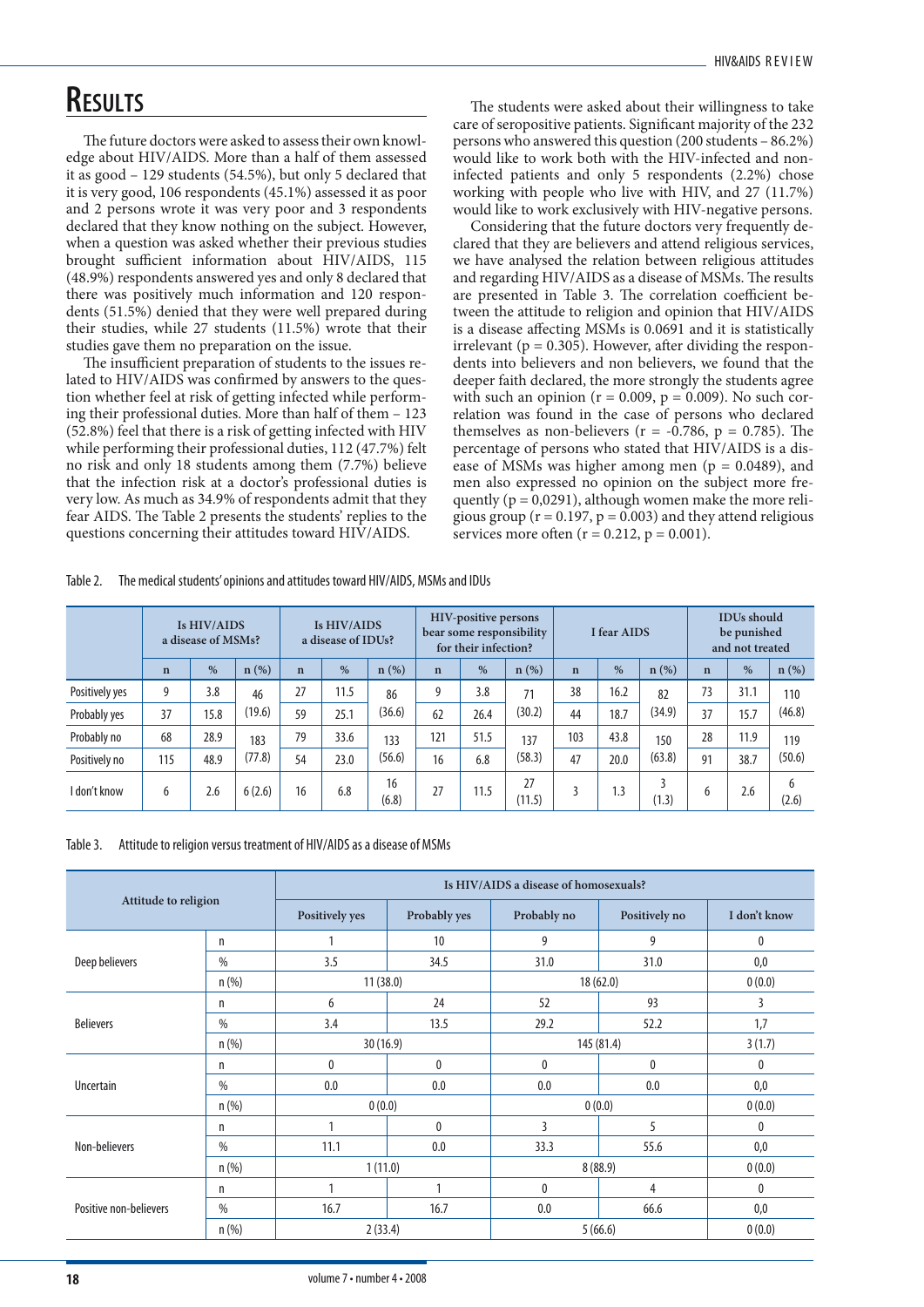# Results

The future doctors were asked to assess their own knowledge about HIV/AIDS. More than a half of them assessed it as good – 129 students (54.5%), but only 5 declared that it is very good, 106 respondents (45.1%) assessed it as poor and 2 persons wrote it was very poor and 3 respondents declared that they know nothing on the subject. However, when a question was asked whether their previous studies brought sufficient information about HIV/AIDS, 115 (48.9%) respondents answered yes and only 8 declared that there was positively much information and 120 respondents (51.5%) denied that they were well prepared during their studies, while 27 students (11.5%) wrote that their studies gave them no preparation on the issue.

The insufficient preparation of students to the issues related to HIV/AIDS was confirmed by answers to the question whether feel at risk of getting infected while performing their professional duties. More than half of them – 123 (52.8%) feel that there is a risk of getting infected with HIV while performing their professional duties, 112 (47.7%) felt no risk and only 18 students among them (7.7%) believe that the infection risk at a doctor's professional duties is very low. As much as 34.9% of respondents admit that they fear AIDS. The Table 2 presents the students' replies to the questions concerning their attitudes toward HIV/AIDS.

The students were asked about their willingness to take care of seropositive patients. Significant majority of the 232 persons who answered this question (200 students – 86.2%) would like to work both with the HIV-infected and non-infected patients and only 5 respondents (2.2%) chose working with people who live with HIV, and 27 (11.7%) would like to work exclusively with HIV-negative persons.

Considering that the future doctors very frequently declared that they are believers and attend religious services, we have analysed the relation between religious attitudes and regarding HIV/AIDS as a disease of MSMs. The results are presented in Table 3. The correlation coefficient between the attitude to religion and opinion that HIV/AIDS is a disease affecting MSMs is 0.0691 and it is statistically irrelevant ($p = 0.305$). However, after dividing the respondents into believers and non believers, we found that the deeper faith declared, the more strongly the students agree with such an opinion ($r = 0.009$, $p = 0.009$). No such correlation was found in the case of persons who declared themselves as non-believers ($r = -0.786$, $p = 0.785$). The percentage of persons who stated that HIV/AIDS is a disease of MSMs was higher among men ($p = 0.0489$), and men also expressed no opinion on the subject more frequently ($p = 0{,}0291$), although women make the more religious group ($r = 0.197$, $p = 0.003$) and they attend religious services more often ($r = 0.212$, $p = 0.001$).

Table 2. The medical students' opinions and attitudes toward HIV/AIDS, MSMs and IDUs

| | Is HIV/AIDS a disease of MSMs? | | | Is HIV/AIDS a disease of IDUs? | | | HIV-positive persons bear some responsibility for their infection? | | | I fear AIDS | | | IDUs should be punished and not treated | | |
|---|---|---|---|---|---|---|---|---|---|---|---|---|---|---|---|
| | n | % | n (%) | n | % | n (%) | n | % | n (%) | n | % | n (%) | n | % | n (%) |
| Positively yes | 9 | 3.8 | 46 (19.6) | 27 | 11.5 | 86 (36.6) | 9 | 3.8 | 71 (30.2) | 38 | 16.2 | 82 (34.9) | 73 | 31.1 | 110 (46.8) |
| Probably yes | 37 | 15.8 | | 59 | 25.1 | | 62 | 26.4 | | 44 | 18.7 | | 37 | 15.7 | |
| Probably no | 68 | 28.9 | 183 (77.8) | 79 | 33.6 | 133 (56.6) | 121 | 51.5 | 137 (58.3) | 103 | 43.8 | 150 (63.8) | 28 | 11.9 | 119 (50.6) |
| Positively no | 115 | 48.9 | | 54 | 23.0 | | 16 | 6.8 | | 47 | 20.0 | | 91 | 38.7 | |
| I don't know | 6 | 2.6 | 6 (2.6) | 16 | 6.8 | 16 (6.8) | 27 | 11.5 | 27 (11.5) | 3 | 1.3 | 3 (1.3) | 6 | 2.6 | 6 (2.6) |

Table 3. Attitude to religion versus treatment of HIV/AIDS as a disease of MSMs

| Attitude to religion | | Is HIV/AIDS a disease of homosexuals? | | | | |
|---|---|---|---|---|---|---|
| | | Positively yes | Probably yes | Probably no | Positively no | I don't know |
| Deep believers | n | 1 | 10 | 9 | 9 | 0 |
| | % | 3.5 | 34.5 | 31.0 | 31.0 | 0,0 |
| | n (%) | 11 (38.0) | | 18 (62.0) | | 0 (0.0) |
| Believers | n | 6 | 24 | 52 | 93 | 3 |
| | % | 3.4 | 13.5 | 29.2 | 52.2 | 1,7 |
| | n (%) | 30 (16.9) | | 145 (81.4) | | 3 (1.7) |
| Uncertain | n | 0 | 0 | 0 | 0 | 0 |
| | % | 0.0 | 0.0 | 0.0 | 0.0 | 0,0 |
| | n (%) | 0 (0.0) | | 0 (0.0) | | 0 (0.0) |
| Non-believers | n | 1 | 0 | 3 | 5 | 0 |
| | % | 11.1 | 0.0 | 33.3 | 55.6 | 0,0 |
| | n (%) | 1 (11.0) | | 8 (88.9) | | 0 (0.0) |
| Positive non-believers | n | 1 | 1 | 0 | 4 | 0 |
| | % | 16.7 | 16.7 | 0.0 | 66.6 | 0,0 |
| | n (%) | 2 (33.4) | | 5 (66.6) | | 0 (0.0) |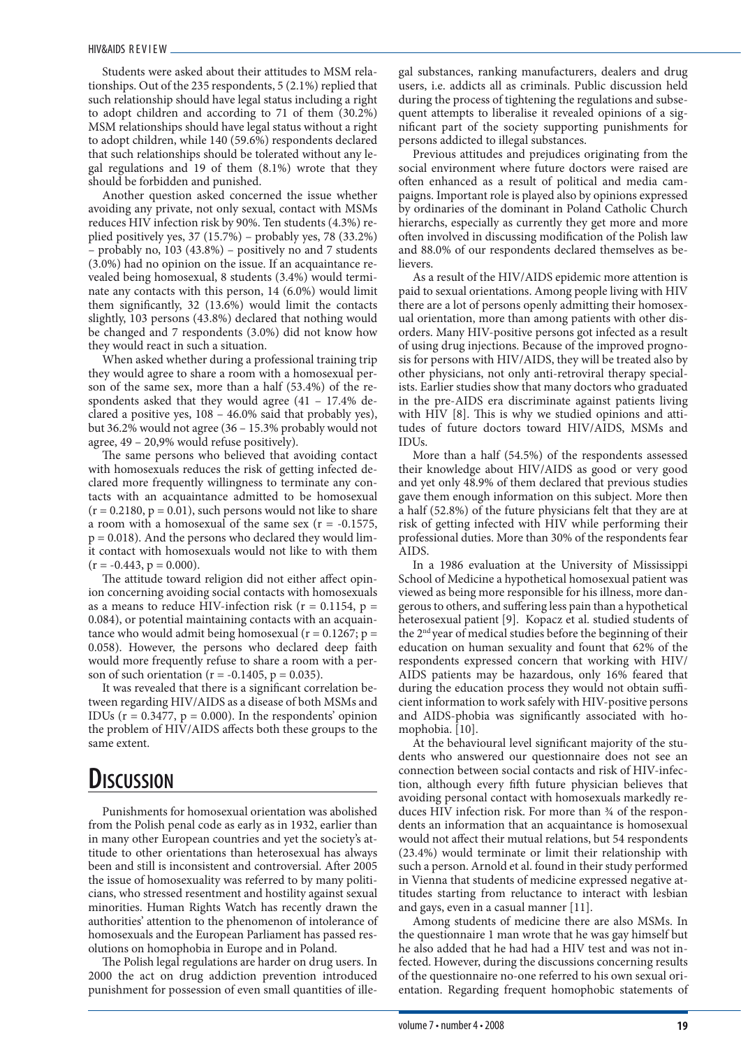Students were asked about their attitudes to MSM relationships. Out of the 235 respondents, 5 (2.1%) replied that such relationship should have legal status including a right to adopt children and according to 71 of them (30.2%) MSM relationships should have legal status without a right to adopt children, while 140 (59.6%) respondents declared that such relationships should be tolerated without any legal regulations and 19 of them (8.1%) wrote that they should be forbidden and punished.

Another question asked concerned the issue whether avoiding any private, not only sexual, contact with MSMs reduces HIV infection risk by 90%. Ten students (4.3%) replied positively yes, 37 (15.7%) – probably yes, 78 (33.2%) – probably no, 103 (43.8%) – positively no and 7 students (3.0%) had no opinion on the issue. If an acquaintance revealed being homosexual, 8 students (3.4%) would terminate any contacts with this person, 14 (6.0%) would limit them significantly, 32 (13.6%) would limit the contacts slightly, 103 persons (43.8%) declared that nothing would be changed and 7 respondents (3.0%) did not know how they would react in such a situation.

When asked whether during a professional training trip they would agree to share a room with a homosexual person of the same sex, more than a half (53.4%) of the respondents asked that they would agree (41 – 17.4% declared a positive yes, 108 – 46.0% said that probably yes), but 36.2% would not agree (36 – 15.3% probably would not agree, 49 – 20,9% would refuse positively).

The same persons who believed that avoiding contact with homosexuals reduces the risk of getting infected declared more frequently willingness to terminate any contacts with an acquaintance admitted to be homosexual ($r = 0.2180$, $p = 0.01$), such persons would not like to share a room with a homosexual of the same sex ($r = -0.1575$, $p = 0.018$). And the persons who declared they would limit contact with homosexuals would not like to with them ($r = -0.443$, $p = 0.000$).

The attitude toward religion did not either affect opinion concerning avoiding social contacts with homosexuals as a means to reduce HIV-infection risk ($r = 0.1154$, $p = 0.084$), or potential maintaining contacts with an acquaintance who would admit being homosexual ($r = 0.1267$; $p = 0.058$). However, the persons who declared deep faith would more frequently refuse to share a room with a person of such orientation ($r = -0.1405$, $p = 0.035$).

It was revealed that there is a significant correlation between regarding HIV/AIDS as a disease of both MSMs and IDUs ($r = 0.3477$, $p = 0.000$). In the respondents' opinion the problem of HIV/AIDS affects both these groups to the same extent.

## Discussion

Punishments for homosexual orientation was abolished from the Polish penal code as early as in 1932, earlier than in many other European countries and yet the society's attitude to other orientations than heterosexual has always been and still is inconsistent and controversial. After 2005 the issue of homosexuality was referred to by many politicians, who stressed resentment and hostility against sexual minorities. Human Rights Watch has recently drawn the authorities' attention to the phenomenon of intolerance of homosexuals and the European Parliament has passed resolutions on homophobia in Europe and in Poland.

The Polish legal regulations are harder on drug users. In 2000 the act on drug addiction prevention introduced punishment for possession of even small quantities of illegal substances, ranking manufacturers, dealers and drug users, i.e. addicts all as criminals. Public discussion held during the process of tightening the regulations and subsequent attempts to liberalise it revealed opinions of a significant part of the society supporting punishments for persons addicted to illegal substances.

Previous attitudes and prejudices originating from the social environment where future doctors were raised are often enhanced as a result of political and media campaigns. Important role is played also by opinions expressed by ordinaries of the dominant in Poland Catholic Church hierarchs, especially as currently they get more and more often involved in discussing modification of the Polish law and 88.0% of our respondents declared themselves as believers.

As a result of the HIV/AIDS epidemic more attention is paid to sexual orientations. Among people living with HIV there are a lot of persons openly admitting their homosexual orientation, more than among patients with other disorders. Many HIV-positive persons got infected as a result of using drug injections. Because of the improved prognosis for persons with HIV/AIDS, they will be treated also by other physicians, not only anti-retroviral therapy specialists. Earlier studies show that many doctors who graduated in the pre-AIDS era discriminate against patients living with HIV [8]. This is why we studied opinions and attitudes of future doctors toward HIV/AIDS, MSMs and IDUs.

More than a half (54.5%) of the respondents assessed their knowledge about HIV/AIDS as good or very good and yet only 48.9% of them declared that previous studies gave them enough information on this subject. More then a half (52.8%) of the future physicians felt that they are at risk of getting infected with HIV while performing their professional duties. More than 30% of the respondents fear AIDS.

In a 1986 evaluation at the University of Mississippi School of Medicine a hypothetical homosexual patient was viewed as being more responsible for his illness, more dangerous to others, and suffering less pain than a hypothetical heterosexual patient [9]. Kopacz et al. studied students of the 2nd year of medical studies before the beginning of their education on human sexuality and fount that 62% of the respondents expressed concern that working with HIV/AIDS patients may be hazardous, only 16% feared that during the education process they would not obtain sufficient information to work safely with HIV-positive persons and AIDS-phobia was significantly associated with homophobia. [10].

At the behavioural level significant majority of the students who answered our questionnaire does not see an connection between social contacts and risk of HIV-infection, although every fifth future physician believes that avoiding personal contact with homosexuals markedly reduces HIV infection risk. For more than ¾ of the respondents an information that an acquaintance is homosexual would not affect their mutual relations, but 54 respondents (23.4%) would terminate or limit their relationship with such a person. Arnold et al. found in their study performed in Vienna that students of medicine expressed negative attitudes starting from reluctance to interact with lesbian and gays, even in a casual manner [11].

Among students of medicine there are also MSMs. In the questionnaire 1 man wrote that he was gay himself but he also added that he had had a HIV test and was not infected. However, during the discussions concerning results of the questionnaire no-one referred to his own sexual orientation. Regarding frequent homophobic statements of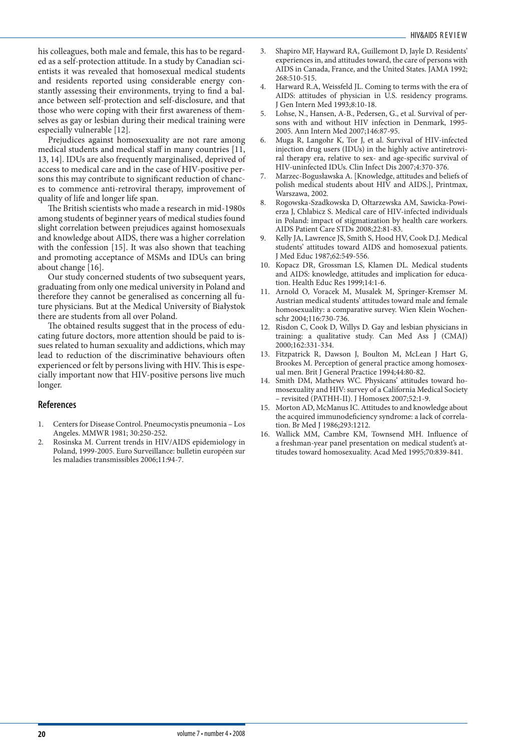his colleagues, both male and female, this has to be regarded as a self-protection attitude. In a study by Canadian scientists it was revealed that homosexual medical students and residents reported using considerable energy constantly assessing their environments, trying to find a balance between self-protection and self-disclosure, and that those who were coping with their first awareness of themselves as gay or lesbian during their medical training were especially vulnerable [12].

Prejudices against homosexuality are not rare among medical students and medical staff in many countries [11, 13, 14]. IDUs are also frequently marginalised, deprived of access to medical care and in the case of HIV-positive persons this may contribute to significant reduction of chances to commence anti-retroviral therapy, improvement of quality of life and longer life span.

The British scientists who made a research in mid-1980s among students of beginner years of medical studies found slight correlation between prejudices against homosexuals and knowledge about AIDS, there was a higher correlation with the confession [15]. It was also shown that teaching and promoting acceptance of MSMs and IDUs can bring about change [16].

Our study concerned students of two subsequent years, graduating from only one medical university in Poland and therefore they cannot be generalised as concerning all future physicians. But at the Medical University of Białystok there are students from all over Poland.

The obtained results suggest that in the process of educating future doctors, more attention should be paid to issues related to human sexuality and addictions, which may lead to reduction of the discriminative behaviours often experienced or felt by persons living with HIV. This is especially important now that HIV-positive persons live much longer.

## References

1. Centers for Disease Control. Pneumocystis pneumonia – Los Angeles. MMWR 1981; 30:250-252.
2. Rosinska M. Current trends in HIV/AIDS epidemiology in Poland, 1999-2005. Euro Surveillance: bulletin européen sur les maladies transmissibles 2006;11:94-7.
3. Shapiro MF, Hayward RA, Guillemont D, Jayle D. Residents' experiences in, and attitudes toward, the care of persons with AIDS in Canada, France, and the United States. JAMA 1992; 268:510-515.
4. Harward R.A, Weissfeld JL. Coming to terms with the era of AIDS: attitudes of physician in U.S. residency programs. J Gen Intern Med 1993;8:10-18.
5. Lohse, N., Hansen, A-B., Pedersen, G., et al. Survival of persons with and without HIV infection in Denmark, 1995-2005. Ann Intern Med 2007;146:87-95.
6. Muga R, Langohr K, Tor J, et al. Survival of HIV-infected injection drug users (IDUs) in the highly active antiretroviral therapy era, relative to sex- and age-specific survival of HIV-uninfected IDUs. Clin Infect Dis 2007;4:370-376.
7. Marzec-Bogusławska A. [Knowledge, attitudes and beliefs of polish medical students about HIV and AIDS.], Printmax, Warszawa, 2002.
8. Rogowska-Szadkowska D, Ołtarzewska AM, Sawicka-Powierza J, Chlabicz S. Medical care of HIV-infected individuals in Poland: impact of stigmatization by health care workers. AIDS Patient Care STDs 2008;22:81-83.
9. Kelly JA, Lawrence JS, Smith S, Hood HV, Cook D.J. Medical students' attitudes toward AIDS and homosexual patients. J Med Educ 1987;62:549-556.
10. Kopacz DR, Grossman LS, Klamen DL. Medical students and AIDS: knowledge, attitudes and implication for education. Health Educ Res 1999;14:1-6.
11. Arnold O, Voracek M, Musalek M, Springer-Kremser M. Austrian medical students' attitudes toward male and female homosexuality: a comparative survey. Wien Klein Wochenschr 2004;116:730-736.
12. Risdon C, Cook D, Willys D. Gay and lesbian physicians in training: a qualitative study. Can Med Ass J (CMAJ) 2000;162:331-334.
13. Fitzpatrick R, Dawson J, Boulton M, McLean J Hart G, Brookes M. Perception of general practice among homosexual men. Brit J General Practice 1994;44:80-82.
14. Smith DM, Mathews WC. Physicans' attitudes toward homosexuality and HIV: survey of a California Medical Society – revisited (PATHH-II). J Homosex 2007;52:1-9.
15. Morton AD, McManus IC. Attitudes to and knowledge about the acquired immunodeficiency syndrome: a lack of correlation. Br Med J 1986;293:1212.
16. Wallick MM, Cambre KM, Townsend MH. Influence of a freshman-year panel presentation on medical student's attitudes toward homosexuality. Acad Med 1995;70:839-841.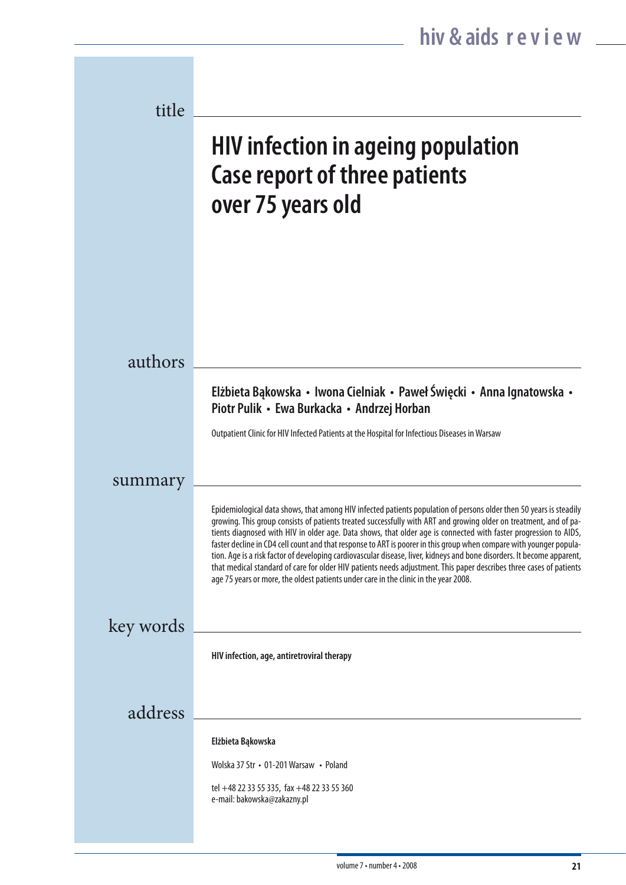# HIV infection in ageing population Case report of three patients over 75 years old

## authors

**Elżbieta Bąkowska • Iwona Cielniak • Paweł Święcki • Anna Ignatowska • Piotr Pulik • Ewa Burkacka • Andrzej Horban**

Outpatient Clinic for HIV Infected Patients at the Hospital for Infectious Diseases in Warsaw

## summary

Epidemiological data shows, that among HIV infected patients population of persons older then 50 years is steadily growing. This group consists of patients treated successfully with ART and growing older on treatment, and of patients diagnosed with HIV in older age. Data shows, that older age is connected with faster progression to AIDS, faster decline in CD4 cell count and that response to ART is poorer in this group when compare with younger population. Age is a risk factor of developing cardiovascular disease, liver, kidneys and bone disorders. It become apparent, that medical standard of care for older HIV patients needs adjustment. This paper describes three cases of patients age 75 years or more, the oldest patients under care in the clinic in the year 2008.

## key words

**HIV infection, age, antiretroviral therapy**

## address

**Elżbieta Bąkowska**

Wolska 37 Str • 01-201 Warsaw • Poland

tel +48 22 33 55 335, fax +48 22 33 55 360
e-mail: bakowska@zakazny.pl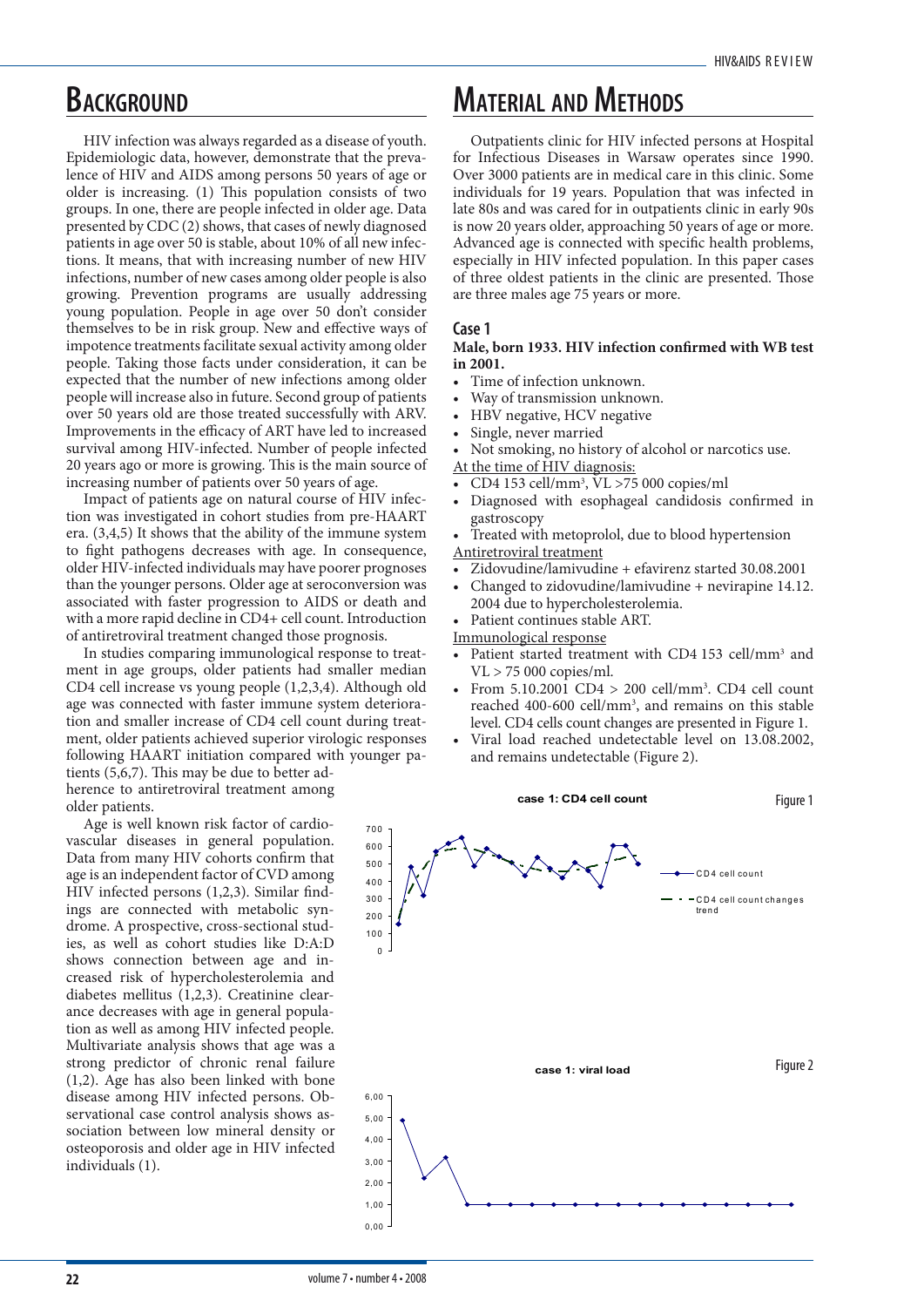# Background

HIV infection was always regarded as a disease of youth. Epidemiologic data, however, demonstrate that the prevalence of HIV and AIDS among persons 50 years of age or older is increasing. (1) This population consists of two groups. In one, there are people infected in older age. Data presented by CDC (2) shows, that cases of newly diagnosed patients in age over 50 is stable, about 10% of all new infections. It means, that with increasing number of new HIV infections, number of new cases among older people is also growing. Prevention programs are usually addressing young population. People in age over 50 don't consider themselves to be in risk group. New and effective ways of impotence treatments facilitate sexual activity among older people. Taking those facts under consideration, it can be expected that the number of new infections among older people will increase also in future. Second group of patients over 50 years old are those treated successfully with ARV. Improvements in the efficacy of ART have led to increased survival among HIV-infected. Number of people infected 20 years ago or more is growing. This is the main source of increasing number of patients over 50 years of age.

Impact of patients age on natural course of HIV infection was investigated in cohort studies from pre-HAART era. (3,4,5) It shows that the ability of the immune system to fight pathogens decreases with age. In consequence, older HIV-infected individuals may have poorer prognoses than the younger persons. Older age at seroconversion was associated with faster progression to AIDS or death and with a more rapid decline in CD4+ cell count. Introduction of antiretroviral treatment changed those prognosis.

In studies comparing immunological response to treatment in age groups, older patients had smaller median CD4 cell increase vs young people (1,2,3,4). Although old age was connected with faster immune system deterioration and smaller increase of CD4 cell count during treatment, older patients achieved superior virologic responses following HAART initiation compared with younger patients (5,6,7). This may be due to better adherence to antiretroviral treatment among older patients.

Age is well known risk factor of cardiovascular diseases in general population. Data from many HIV cohorts confirm that age is an independent factor of CVD among HIV infected persons (1,2,3). Similar findings are connected with metabolic syndrome. A prospective, cross-sectional studies, as well as cohort studies like D:A:D shows connection between age and increased risk of hypercholesterolemia and diabetes mellitus (1,2,3). Creatinine clearance decreases with age in general population as well as among HIV infected people. Multivariate analysis shows that age was a strong predictor of chronic renal failure (1,2). Age has also been linked with bone disease among HIV infected persons. Observational case control analysis shows association between low mineral density or osteoporosis and older age in HIV infected individuals (1).

# Material and Methods

Outpatients clinic for HIV infected persons at Hospital for Infectious Diseases in Warsaw operates since 1990. Over 3000 patients are in medical care in this clinic. Some individuals for 19 years. Population that was infected in late 80s and was cared for in outpatients clinic in early 90s is now 20 years older, approaching 50 years of age or more. Advanced age is connected with specific health problems, especially in HIV infected population. In this paper cases of three oldest patients in the clinic are presented. Those are three males age 75 years or more.

## Case 1

**Male, born 1933. HIV infection confirmed with WB test in 2001.**

- Time of infection unknown.
- Way of transmission unknown.
- HBV negative, HCV negative
- Single, never married
- Not smoking, no history of alcohol or narcotics use.

At the time of HIV diagnosis:

- CD4 153 cell/mm$^3$, VL >75 000 copies/ml
- Diagnosed with esophageal candidosis confirmed in gastroscopy
- Treated with metoprolol, due to blood hypertension

Antiretroviral treatment

- Zidovudine/lamivudine + efavirenz started 30.08.2001
- Changed to zidovudine/lamivudine + nevirapine 14.12.2004 due to hypercholesterolemia.
- Patient continues stable ART.

Immunological response

- Patient started treatment with CD4 153 cell/mm$^3$ and VL > 75 000 copies/ml.
- From 5.10.2001 CD4 > 200 cell/mm$^3$. CD4 cell count reached 400-600 cell/mm$^3$, and remains on this stable level. CD4 cells count changes are presented in Figure 1.
- Viral load reached undetectable level on 13.08.2002, and remains undetectable (Figure 2).

Figure 1: case 1: CD4 cell count (CD4 cell count; CD4 cell count changes trend)

Figure 2: case 1: viral load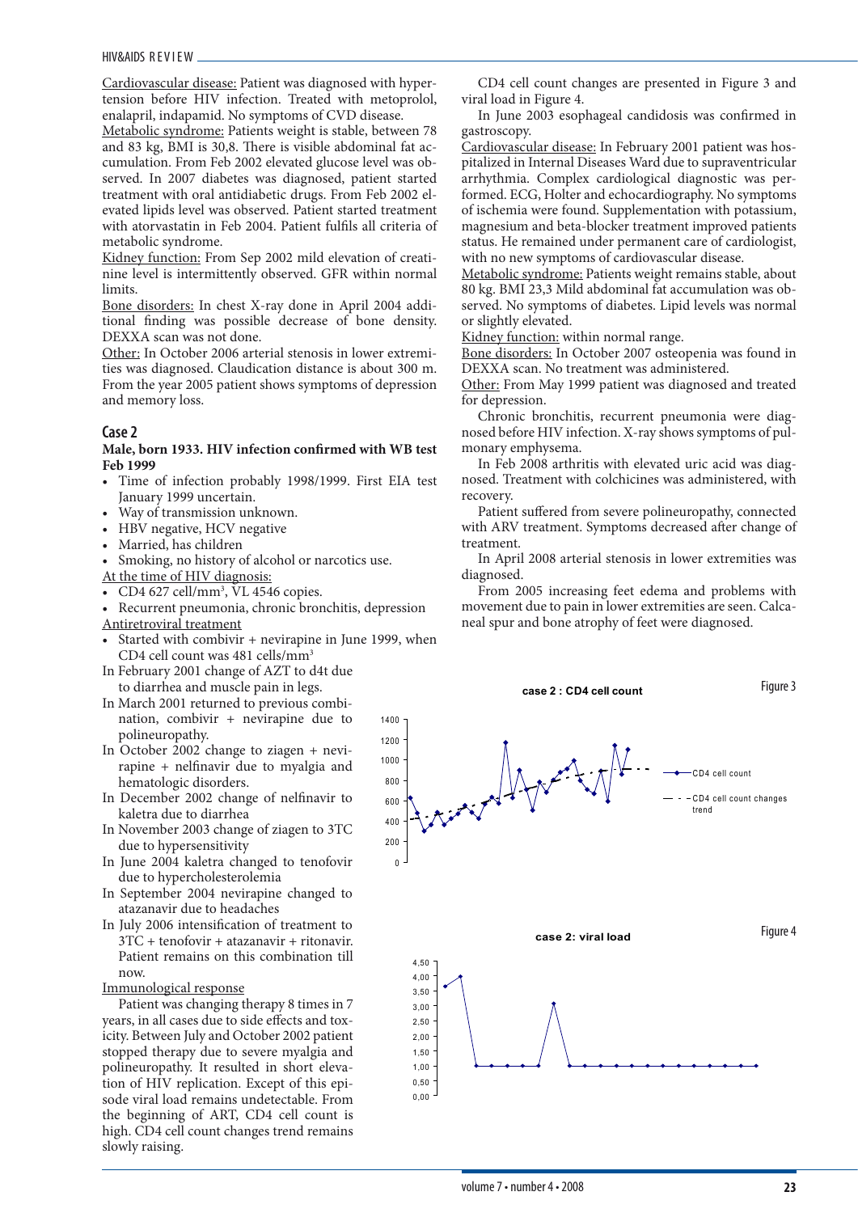Cardiovascular disease: Patient was diagnosed with hypertension before HIV infection. Treated with metoprolol, enalapril, indapamid. No symptoms of CVD disease.

Metabolic syndrome: Patients weight is stable, between 78 and 83 kg, BMI is 30,8. There is visible abdominal fat accumulation. From Feb 2002 elevated glucose level was observed. In 2007 diabetes was diagnosed, patient started treatment with oral antidiabetic drugs. From Feb 2002 elevated lipids level was observed. Patient started treatment with atorvastatin in Feb 2004. Patient fulfils all criteria of metabolic syndrome.

Kidney function: From Sep 2002 mild elevation of creatinine level is intermittently observed. GFR within normal limits.

Bone disorders: In chest X-ray done in April 2004 additional finding was possible decrease of bone density. DEXXA scan was not done.

Other: In October 2006 arterial stenosis in lower extremities was diagnosed. Claudication distance is about 300 m. From the year 2005 patient shows symptoms of depression and memory loss.

## Case 2

**Male, born 1933. HIV infection confirmed with WB test Feb 1999**

- Time of infection probably 1998/1999. First EIA test January 1999 uncertain.
- Way of transmission unknown.
- HBV negative, HCV negative
- Married, has children
- Smoking, no history of alcohol or narcotics use.

At the time of HIV diagnosis:

- CD4 627 cell/mm³, VL 4546 copies.
- Recurrent pneumonia, chronic bronchitis, depression

Antiretroviral treatment

- Started with combivir + nevirapine in June 1999, when CD4 cell count was 481 cells/mm³

In February 2001 change of AZT to d4t due to diarrhea and muscle pain in legs.

In March 2001 returned to previous combination, combivir + nevirapine due to polineuropathy.

In October 2002 change to ziagen + nevirapine + nelfinavir due to myalgia and hematologic disorders.

In December 2002 change of nelfinavir to kaletra due to diarrhea

In November 2003 change of ziagen to 3TC due to hypersensitivity

In June 2004 kaletra changed to tenofovir due to hypercholesterolemia

In September 2004 nevirapine changed to atazanavir due to headaches

In July 2006 intensification of treatment to 3TC + tenofovir + atazanavir + ritonavir. Patient remains on this combination till now.

Immunological response

Patient was changing therapy 8 times in 7 years, in all cases due to side effects and toxicity. Between July and October 2002 patient stopped therapy due to severe myalgia and polineuropathy. It resulted in short elevation of HIV replication. Except of this episode viral load remains undetectable. From the beginning of ART, CD4 cell count is high. CD4 cell count changes trend remains slowly raising.

CD4 cell count changes are presented in Figure 3 and viral load in Figure 4.

In June 2003 esophageal candidosis was confirmed in gastroscopy.

Cardiovascular disease: In February 2001 patient was hospitalized in Internal Diseases Ward due to supraventricular arrhythmia. Complex cardiological diagnostic was performed. ECG, Holter and echocardiography. No symptoms of ischemia were found. Supplementation with potassium, magnesium and beta-blocker treatment improved patients status. He remained under permanent care of cardiologist, with no new symptoms of cardiovascular disease.

Metabolic syndrome: Patients weight remains stable, about 80 kg. BMI 23,3 Mild abdominal fat accumulation was observed. No symptoms of diabetes. Lipid levels was normal or slightly elevated.

Kidney function: within normal range.

Bone disorders: In October 2007 osteopenia was found in DEXXA scan. No treatment was administered.

Other: From May 1999 patient was diagnosed and treated for depression.

Chronic bronchitis, recurrent pneumonia were diagnosed before HIV infection. X-ray shows symptoms of pulmonary emphysema.

In Feb 2008 arthritis with elevated uric acid was diagnosed. Treatment with colchicines was administered, with recovery.

Patient suffered from severe polineuropathy, connected with ARV treatment. Symptoms decreased after change of treatment.

In April 2008 arterial stenosis in lower extremities was diagnosed.

From 2005 increasing feet edema and problems with movement due to pain in lower extremities are seen. Calcaneal spur and bone atrophy of feet were diagnosed.

Figure 3

**case 2 : CD4 cell count**

Figure 4

**case 2: viral load**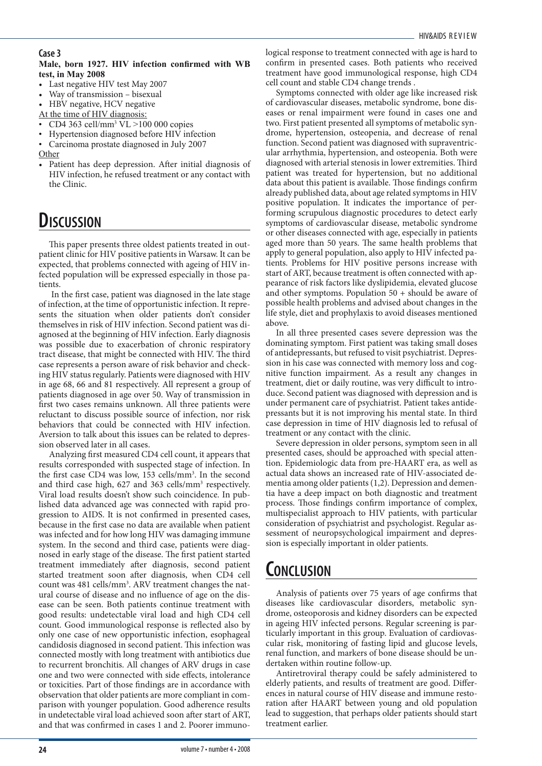### Case 3

**Male, born 1927. HIV infection confirmed with WB test, in May 2008**

- Last negative HIV test May 2007
- Way of transmission – bisexual
- HBV negative, HCV negative

At the time of HIV diagnosis:

- CD4 363 cell/mm$^3$ VL >100 000 copies
- Hypertension diagnosed before HIV infection
- Carcinoma prostate diagnosed in July 2007

Other

- Patient has deep depression. After initial diagnosis of HIV infection, he refused treatment or any contact with the Clinic.

## Discussion

This paper presents three oldest patients treated in outpatient clinic for HIV positive patients in Warsaw. It can be expected, that problems connected with ageing of HIV infected population will be expressed especially in those patients.

In the first case, patient was diagnosed in the late stage of infection, at the time of opportunistic infection. It represents the situation when older patients don't consider themselves in risk of HIV infection. Second patient was diagnosed at the beginning of HIV infection. Early diagnosis was possible due to exacerbation of chronic respiratory tract disease, that might be connected with HIV. The third case represents a person aware of risk behavior and checking HIV status regularly. Patients were diagnosed with HIV in age 68, 66 and 81 respectively. All represent a group of patients diagnosed in age over 50. Way of transmission in first two cases remains unknown. All three patients were reluctant to discuss possible source of infection, nor risk behaviors that could be connected with HIV infection. Aversion to talk about this issues can be related to depression observed later in all cases.

Analyzing first measured CD4 cell count, it appears that results corresponded with suspected stage of infection. In the first case CD4 was low, 153 cells/mm$^3$. In the second and third case high, 627 and 363 cells/mm$^3$ respectively. Viral load results doesn't show such coincidence. In published data advanced age was connected with rapid progression to AIDS. It is not confirmed in presented cases, because in the first case no data are available when patient was infected and for how long HIV was damaging immune system. In the second and third case, patients were diagnosed in early stage of the disease. The first patient started treatment immediately after diagnosis, second patient started treatment soon after diagnosis, when CD4 cell count was 481 cells/mm$^3$. ARV treatment changes the natural course of disease and no influence of age on the disease can be seen. Both patients continue treatment with good results: undetectable viral load and high CD4 cell count. Good immunological response is reflected also by only one case of new opportunistic infection, esophageal candidosis diagnosed in second patient. This infection was connected mostly with long treatment with antibiotics due to recurrent bronchitis. All changes of ARV drugs in case one and two were connected with side effects, intolerance or toxicities. Part of those findings are in accordance with observation that older patients are more compliant in comparison with younger population. Good adherence results in undetectable viral load achieved soon after start of ART, and that was confirmed in cases 1 and 2. Poorer immunological response to treatment connected with age is hard to confirm in presented cases. Both patients who received treatment have good immunological response, high CD4 cell count and stable CD4 change trends .

Symptoms connected with older age like increased risk of cardiovascular diseases, metabolic syndrome, bone diseases or renal impairment were found in cases one and two. First patient presented all symptoms of metabolic syndrome, hypertension, osteopenia, and decrease of renal function. Second patient was diagnosed with supraventricular arrhythmia, hypertension, and osteopenia. Both were diagnosed with arterial stenosis in lower extremities. Third patient was treated for hypertension, but no additional data about this patient is available. Those findings confirm already published data, about age related symptoms in HIV positive population. It indicates the importance of performing scrupulous diagnostic procedures to detect early symptoms of cardiovascular disease, metabolic syndrome or other diseases connected with age, especially in patients aged more than 50 years. The same health problems that apply to general population, also apply to HIV infected patients. Problems for HIV positive persons increase with start of ART, because treatment is often connected with appearance of risk factors like dyslipidemia, elevated glucose and other symptoms. Population 50 + should be aware of possible health problems and advised about changes in the life style, diet and prophylaxis to avoid diseases mentioned above.

In all three presented cases severe depression was the dominating symptom. First patient was taking small doses of antidepressants, but refused to visit psychiatrist. Depression in his case was connected with memory loss and cognitive function impairment. As a result any changes in treatment, diet or daily routine, was very difficult to introduce. Second patient was diagnosed with depression and is under permanent care of psychiatrist. Patient takes antidepressants but it is not improving his mental state. In third case depression in time of HIV diagnosis led to refusal of treatment or any contact with the clinic.

Severe depression in older persons, symptom seen in all presented cases, should be approached with special attention. Epidemiologic data from pre-HAART era, as well as actual data shows an increased rate of HIV-associated dementia among older patients (1,2). Depression and dementia have a deep impact on both diagnostic and treatment process. Those findings confirm importance of complex, multispecialist approach to HIV patients, with particular consideration of psychiatrist and psychologist. Regular assessment of neuropsychological impairment and depression is especially important in older patients.

## Conclusion

Analysis of patients over 75 years of age confirms that diseases like cardiovascular disorders, metabolic syndrome, osteoporosis and kidney disorders can be expected in ageing HIV infected persons. Regular screening is particularly important in this group. Evaluation of cardiovascular risk, monitoring of fasting lipid and glucose levels, renal function, and markers of bone disease should be undertaken within routine follow-up.

Antiretroviral therapy could be safely administered to elderly patients, and results of treatment are good. Differences in natural course of HIV disease and immune restoration after HAART between young and old population lead to suggestion, that perhaps older patients should start treatment earlier.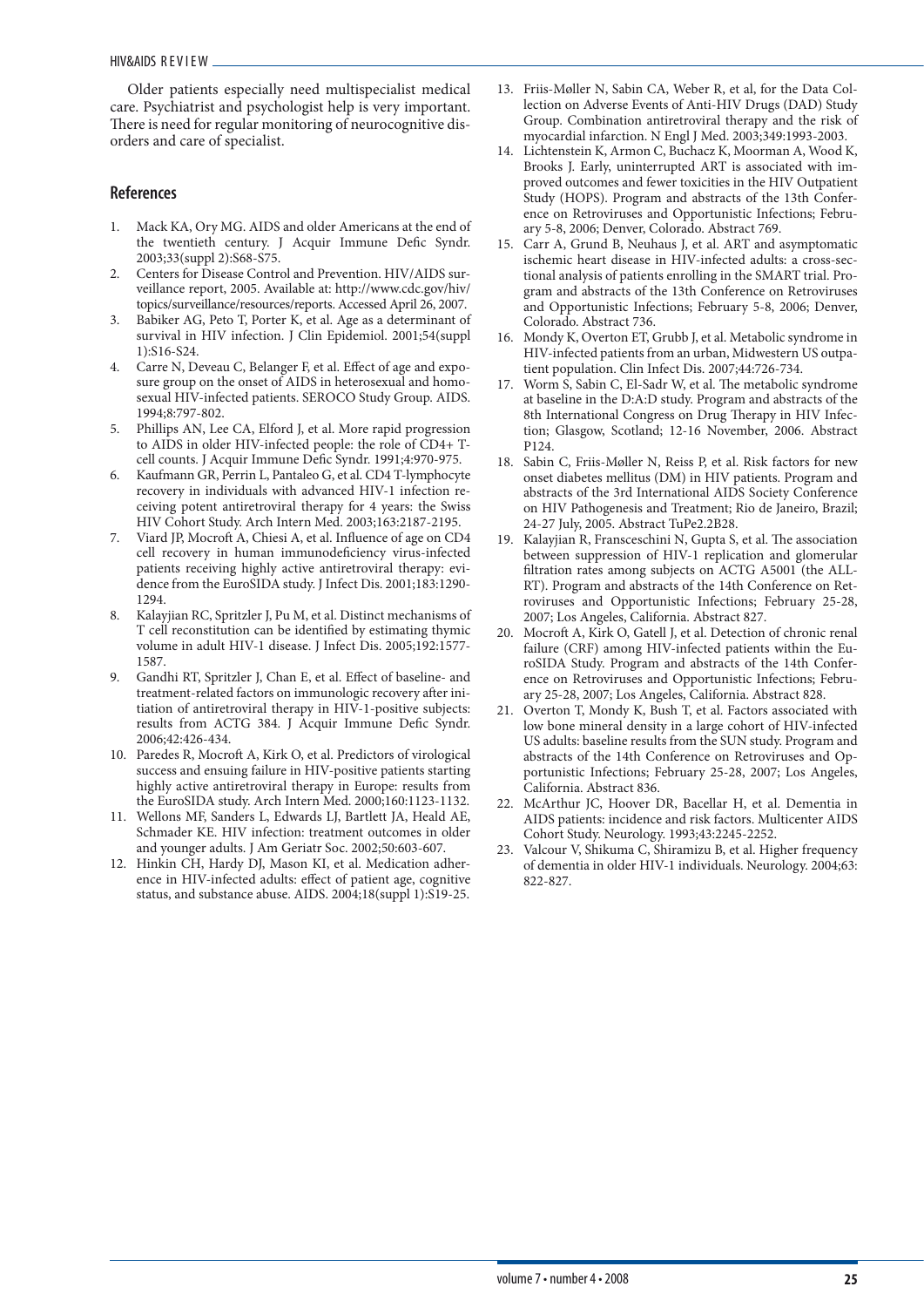Older patients especially need multispecialist medical care. Psychiatrist and psychologist help is very important. There is need for regular monitoring of neurocognitive disorders and care of specialist.

## References

1. Mack KA, Ory MG. AIDS and older Americans at the end of the twentieth century. J Acquir Immune Defic Syndr. 2003;33(suppl 2):S68-S75.
2. Centers for Disease Control and Prevention. HIV/AIDS surveillance report, 2005. Available at: http://www.cdc.gov/hiv/topics/surveillance/resources/reports. Accessed April 26, 2007.
3. Babiker AG, Peto T, Porter K, et al. Age as a determinant of survival in HIV infection. J Clin Epidemiol. 2001;54(suppl 1):S16-S24.
4. Carre N, Deveau C, Belanger F, et al. Effect of age and exposure group on the onset of AIDS in heterosexual and homosexual HIV-infected patients. SEROCO Study Group. AIDS. 1994;8:797-802.
5. Phillips AN, Lee CA, Elford J, et al. More rapid progression to AIDS in older HIV-infected people: the role of CD4+ T-cell counts. J Acquir Immune Defic Syndr. 1991;4:970-975.
6. Kaufmann GR, Perrin L, Pantaleo G, et al. CD4 T-lymphocyte recovery in individuals with advanced HIV-1 infection receiving potent antiretroviral therapy for 4 years: the Swiss HIV Cohort Study. Arch Intern Med. 2003;163:2187-2195.
7. Viard JP, Mocroft A, Chiesi A, et al. Influence of age on CD4 cell recovery in human immunodeficiency virus-infected patients receiving highly active antiretroviral therapy: evidence from the EuroSIDA study. J Infect Dis. 2001;183:1290-1294.
8. Kalayjian RC, Spritzler J, Pu M, et al. Distinct mechanisms of T cell reconstitution can be identified by estimating thymic volume in adult HIV-1 disease. J Infect Dis. 2005;192:1577-1587.
9. Gandhi RT, Spritzler J, Chan E, et al. Effect of baseline- and treatment-related factors on immunologic recovery after initiation of antiretroviral therapy in HIV-1-positive subjects: results from ACTG 384. J Acquir Immune Defic Syndr. 2006;42:426-434.
10. Paredes R, Mocroft A, Kirk O, et al. Predictors of virological success and ensuing failure in HIV-positive patients starting highly active antiretroviral therapy in Europe: results from the EuroSIDA study. Arch Intern Med. 2000;160:1123-1132.
11. Wellons MF, Sanders L, Edwards LJ, Bartlett JA, Heald AE, Schmader KE. HIV infection: treatment outcomes in older and younger adults. J Am Geriatr Soc. 2002;50:603-607.
12. Hinkin CH, Hardy DJ, Mason KI, et al. Medication adherence in HIV-infected adults: effect of patient age, cognitive status, and substance abuse. AIDS. 2004;18(suppl 1):S19-25.
13. Friis-Møller N, Sabin CA, Weber R, et al, for the Data Collection on Adverse Events of Anti-HIV Drugs (DAD) Study Group. Combination antiretroviral therapy and the risk of myocardial infarction. N Engl J Med. 2003;349:1993-2003.
14. Lichtenstein K, Armon C, Buchacz K, Moorman A, Wood K, Brooks J. Early, uninterrupted ART is associated with improved outcomes and fewer toxicities in the HIV Outpatient Study (HOPS). Program and abstracts of the 13th Conference on Retroviruses and Opportunistic Infections; February 5-8, 2006; Denver, Colorado. Abstract 769.
15. Carr A, Grund B, Neuhaus J, et al. ART and asymptomatic ischemic heart disease in HIV-infected adults: a cross-sectional analysis of patients enrolling in the SMART trial. Program and abstracts of the 13th Conference on Retroviruses and Opportunistic Infections; February 5-8, 2006; Denver, Colorado. Abstract 736.
16. Mondy K, Overton ET, Grubb J, et al. Metabolic syndrome in HIV-infected patients from an urban, Midwestern US outpatient population. Clin Infect Dis. 2007;44:726-734.
17. Worm S, Sabin C, El-Sadr W, et al. The metabolic syndrome at baseline in the D:A:D study. Program and abstracts of the 8th International Congress on Drug Therapy in HIV Infection; Glasgow, Scotland; 12-16 November, 2006. Abstract P124.
18. Sabin C, Friis-Møller N, Reiss P, et al. Risk factors for new onset diabetes mellitus (DM) in HIV patients. Program and abstracts of the 3rd International AIDS Society Conference on HIV Pathogenesis and Treatment; Rio de Janeiro, Brazil; 24-27 July, 2005. Abstract TuPe2.2B28.
19. Kalayjian R, Fransceschini N, Gupta S, et al. The association between suppression of HIV-1 replication and glomerular filtration rates among subjects on ACTG A5001 (the ALLRT). Program and abstracts of the 14th Conference on Retroviruses and Opportunistic Infections; February 25-28, 2007; Los Angeles, California. Abstract 827.
20. Mocroft A, Kirk O, Gatell J, et al. Detection of chronic renal failure (CRF) among HIV-infected patients within the EuroSIDA Study. Program and abstracts of the 14th Conference on Retroviruses and Opportunistic Infections; February 25-28, 2007; Los Angeles, California. Abstract 828.
21. Overton T, Mondy K, Bush T, et al. Factors associated with low bone mineral density in a large cohort of HIV-infected US adults: baseline results from the SUN study. Program and abstracts of the 14th Conference on Retroviruses and Opportunistic Infections; February 25-28, 2007; Los Angeles, California. Abstract 836.
22. McArthur JC, Hoover DR, Bacellar H, et al. Dementia in AIDS patients: incidence and risk factors. Multicenter AIDS Cohort Study. Neurology. 1993;43:2245-2252.
23. Valcour V, Shikuma C, Shiramizu B, et al. Higher frequency of dementia in older HIV-1 individuals. Neurology. 2004;63:822-827.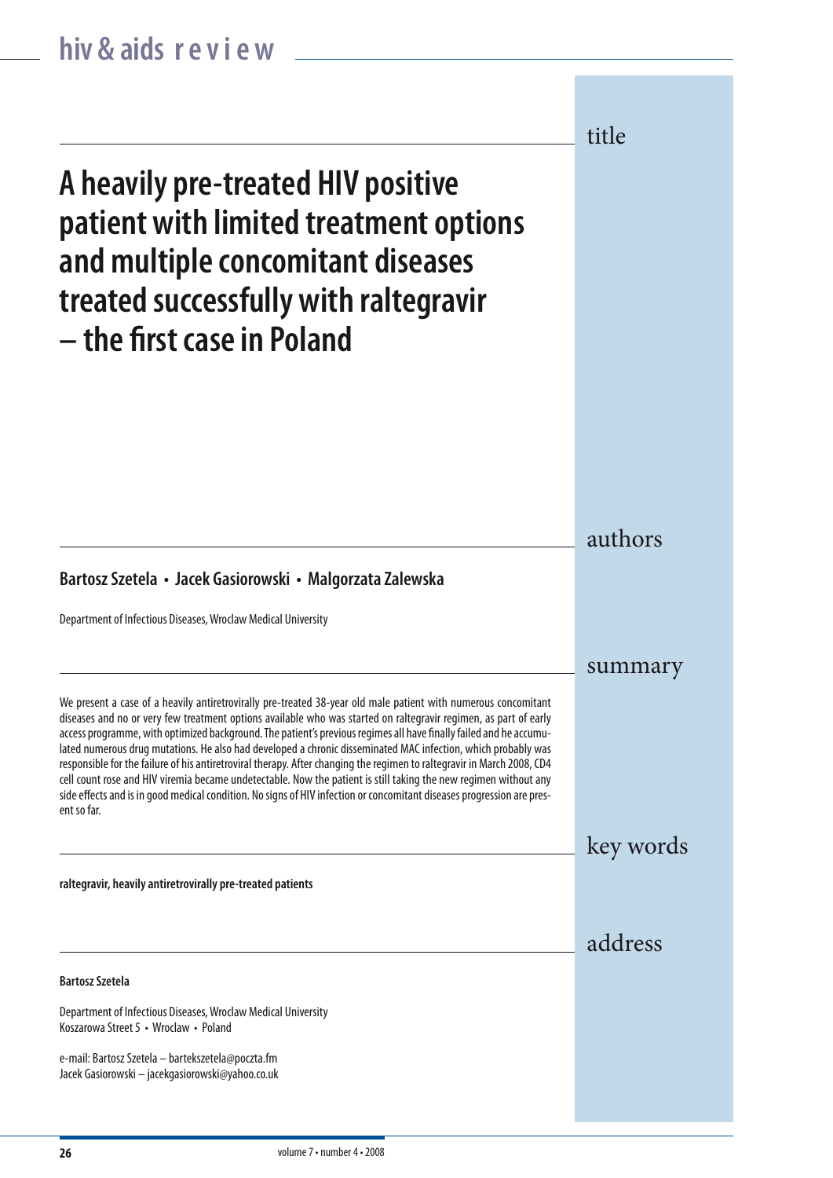## title

# A heavily pre-treated HIV positive patient with limited treatment options and multiple concomitant diseases treated successfully with raltegravir – the first case in Poland

## authors

**Bartosz Szetela • Jacek Gasiorowski • Malgorzata Zalewska**

Department of Infectious Diseases, Wroclaw Medical University

## summary

We present a case of a heavily antiretrovirally pre-treated 38-year old male patient with numerous concomitant diseases and no or very few treatment options available who was started on raltegravir regimen, as part of early access programme, with optimized background. The patient's previous regimes all have finally failed and he accumulated numerous drug mutations. He also had developed a chronic disseminated MAC infection, which probably was responsible for the failure of his antiretroviral therapy. After changing the regimen to raltegravir in March 2008, CD4 cell count rose and HIV viremia became undetectable. Now the patient is still taking the new regimen without any side effects and is in good medical condition. No signs of HIV infection or concomitant diseases progression are present so far.

## key words

**raltegravir, heavily antiretrovirally pre-treated patients**

## address

**Bartosz Szetela**

Department of Infectious Diseases, Wroclaw Medical University
Koszarowa Street 5 • Wroclaw • Poland

e-mail: Bartosz Szetela – bartekszetela@poczta.fm
Jacek Gasiorowski – jacekgasiorowski@yahoo.co.uk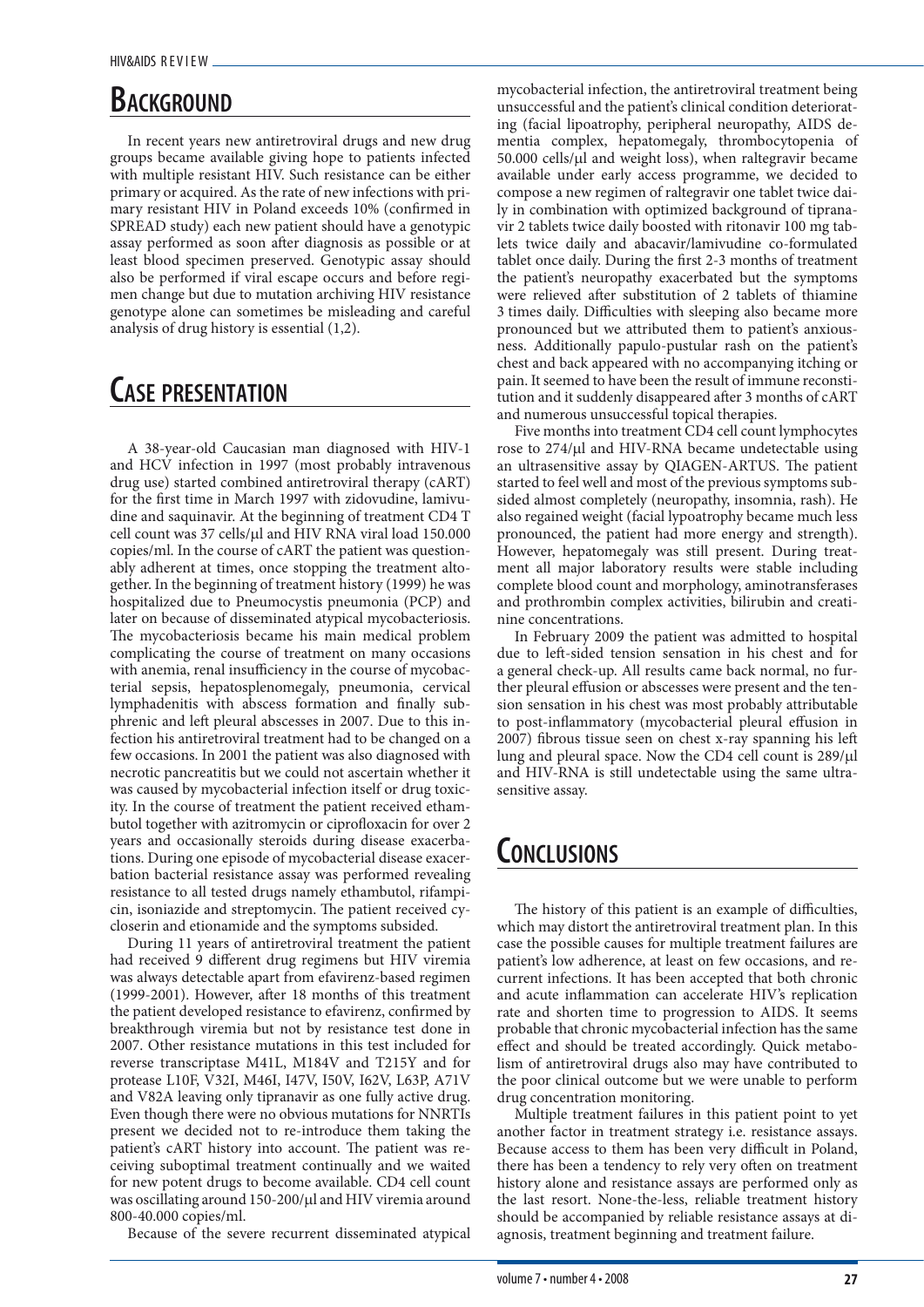## Background

In recent years new antiretroviral drugs and new drug groups became available giving hope to patients infected with multiple resistant HIV. Such resistance can be either primary or acquired. As the rate of new infections with primary resistant HIV in Poland exceeds 10% (confirmed in SPREAD study) each new patient should have a genotypic assay performed as soon after diagnosis as possible or at least blood specimen preserved. Genotypic assay should also be performed if viral escape occurs and before regimen change but due to mutation archiving HIV resistance genotype alone can sometimes be misleading and careful analysis of drug history is essential (1,2).

## Case presentation

A 38-year-old Caucasian man diagnosed with HIV-1 and HCV infection in 1997 (most probably intravenous drug use) started combined antiretroviral therapy (cART) for the first time in March 1997 with zidovudine, lamivudine and saquinavir. At the beginning of treatment CD4 T cell count was 37 cells/μl and HIV RNA viral load 150.000 copies/ml. In the course of cART the patient was questionably adherent at times, once stopping the treatment altogether. In the beginning of treatment history (1999) he was hospitalized due to Pneumocystis pneumonia (PCP) and later on because of disseminated atypical mycobacteriosis. The mycobacteriosis became his main medical problem complicating the course of treatment on many occasions with anemia, renal insufficiency in the course of mycobacterial sepsis, hepatosplenomegaly, pneumonia, cervical lymphadenitis with abscess formation and finally subphrenic and left pleural abscesses in 2007. Due to this infection his antiretroviral treatment had to be changed on a few occasions. In 2001 the patient was also diagnosed with necrotic pancreatitis but we could not ascertain whether it was caused by mycobacterial infection itself or drug toxicity. In the course of treatment the patient received ethambutol together with azitromycin or ciprofloxacin for over 2 years and occasionally steroids during disease exacerbations. During one episode of mycobacterial disease exacerbation bacterial resistance assay was performed revealing resistance to all tested drugs namely ethambutol, rifampicin, isoniazide and streptomycin. The patient received cycloserin and etionamide and the symptoms subsided.

During 11 years of antiretroviral treatment the patient had received 9 different drug regimens but HIV viremia was always detectable apart from efavirenz-based regimen (1999-2001). However, after 18 months of this treatment the patient developed resistance to efavirenz, confirmed by breakthrough viremia but not by resistance test done in 2007. Other resistance mutations in this test included for reverse transcriptase M41L, M184V and T215Y and for protease L10F, V32I, M46I, I47V, I50V, I62V, L63P, A71V and V82A leaving only tipranavir as one fully active drug. Even though there were no obvious mutations for NNRTIs present we decided not to re-introduce them taking the patient's cART history into account. The patient was receiving suboptimal treatment continually and we waited for new potent drugs to become available. CD4 cell count was oscillating around 150-200/μl and HIV viremia around 800-40.000 copies/ml.

Because of the severe recurrent disseminated atypical mycobacterial infection, the antiretroviral treatment being unsuccessful and the patient's clinical condition deteriorating (facial lipoatrophy, peripheral neuropathy, AIDS dementia complex, hepatomegaly, thrombocytopenia of 50.000 cells/μl and weight loss), when raltegravir became available under early access programme, we decided to compose a new regimen of raltegravir one tablet twice daily in combination with optimized background of tipranavir 2 tablets twice daily boosted with ritonavir 100 mg tablets twice daily and abacavir/lamivudine co-formulated tablet once daily. During the first 2-3 months of treatment the patient's neuropathy exacerbated but the symptoms were relieved after substitution of 2 tablets of thiamine 3 times daily. Difficulties with sleeping also became more pronounced but we attributed them to patient's anxiousness. Additionally papulo-pustular rash on the patient's chest and back appeared with no accompanying itching or pain. It seemed to have been the result of immune reconstitution and it suddenly disappeared after 3 months of cART and numerous unsuccessful topical therapies.

Five months into treatment CD4 cell count lymphocytes rose to 274/μl and HIV-RNA became undetectable using an ultrasensitive assay by QIAGEN-ARTUS. The patient started to feel well and most of the previous symptoms subsided almost completely (neuropathy, insomnia, rash). He also regained weight (facial lypoatrophy became much less pronounced, the patient had more energy and strength). However, hepatomegaly was still present. During treatment all major laboratory results were stable including complete blood count and morphology, aminotransferases and prothrombin complex activities, bilirubin and creatinine concentrations.

In February 2009 the patient was admitted to hospital due to left-sided tension sensation in his chest and for a general check-up. All results came back normal, no further pleural effusion or abscesses were present and the tension sensation in his chest was most probably attributable to post-inflammatory (mycobacterial pleural effusion in 2007) fibrous tissue seen on chest x-ray spanning his left lung and pleural space. Now the CD4 cell count is 289/μl and HIV-RNA is still undetectable using the same ultrasensitive assay.

## Conclusions

The history of this patient is an example of difficulties, which may distort the antiretroviral treatment plan. In this case the possible causes for multiple treatment failures are patient's low adherence, at least on few occasions, and recurrent infections. It has been accepted that both chronic and acute inflammation can accelerate HIV's replication rate and shorten time to progression to AIDS. It seems probable that chronic mycobacterial infection has the same effect and should be treated accordingly. Quick metabolism of antiretroviral drugs also may have contributed to the poor clinical outcome but we were unable to perform drug concentration monitoring.

Multiple treatment failures in this patient point to yet another factor in treatment strategy i.e. resistance assays. Because access to them has been very difficult in Poland, there has been a tendency to rely very often on treatment history alone and resistance assays are performed only as the last resort. None-the-less, reliable treatment history should be accompanied by reliable resistance assays at diagnosis, treatment beginning and treatment failure.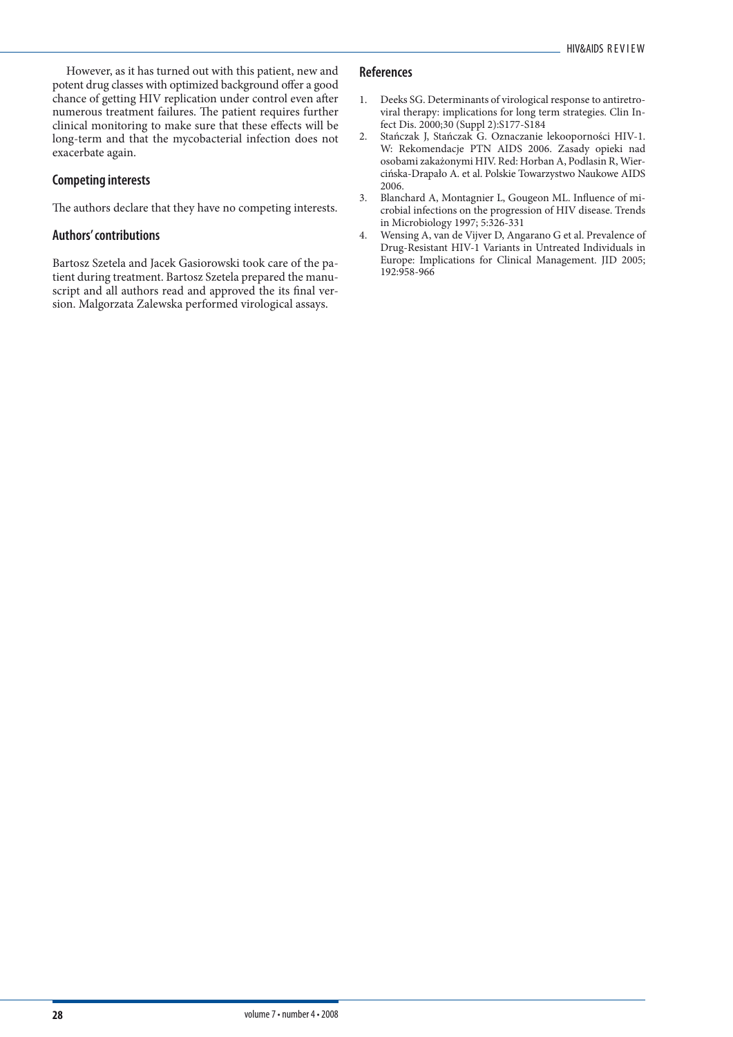However, as it has turned out with this patient, new and potent drug classes with optimized background offer a good chance of getting HIV replication under control even after numerous treatment failures. The patient requires further clinical monitoring to make sure that these effects will be long-term and that the mycobacterial infection does not exacerbate again.

## Competing interests

The authors declare that they have no competing interests.

## Authors' contributions

Bartosz Szetela and Jacek Gasiorowski took care of the patient during treatment. Bartosz Szetela prepared the manuscript and all authors read and approved the its final version. Malgorzata Zalewska performed virological assays.

## References

1. Deeks SG. Determinants of virological response to antiretroviral therapy: implications for long term strategies. Clin Infect Dis. 2000;30 (Suppl 2):S177-S184
2. Stańczak J, Stańczak G. Oznaczanie lekooporności HIV-1. W: Rekomendacje PTN AIDS 2006. Zasady opieki nad osobami zakażonymi HIV. Red: Horban A, Podlasin R, Wiercińska-Drapało A. et al. Polskie Towarzystwo Naukowe AIDS 2006.
3. Blanchard A, Montagnier L, Gougeon ML. Influence of microbial infections on the progression of HIV disease. Trends in Microbiology 1997; 5:326-331
4. Wensing A, van de Vijver D, Angarano G et al. Prevalence of Drug-Resistant HIV-1 Variants in Untreated Individuals in Europe: Implications for Clinical Management. JID 2005; 192:958-966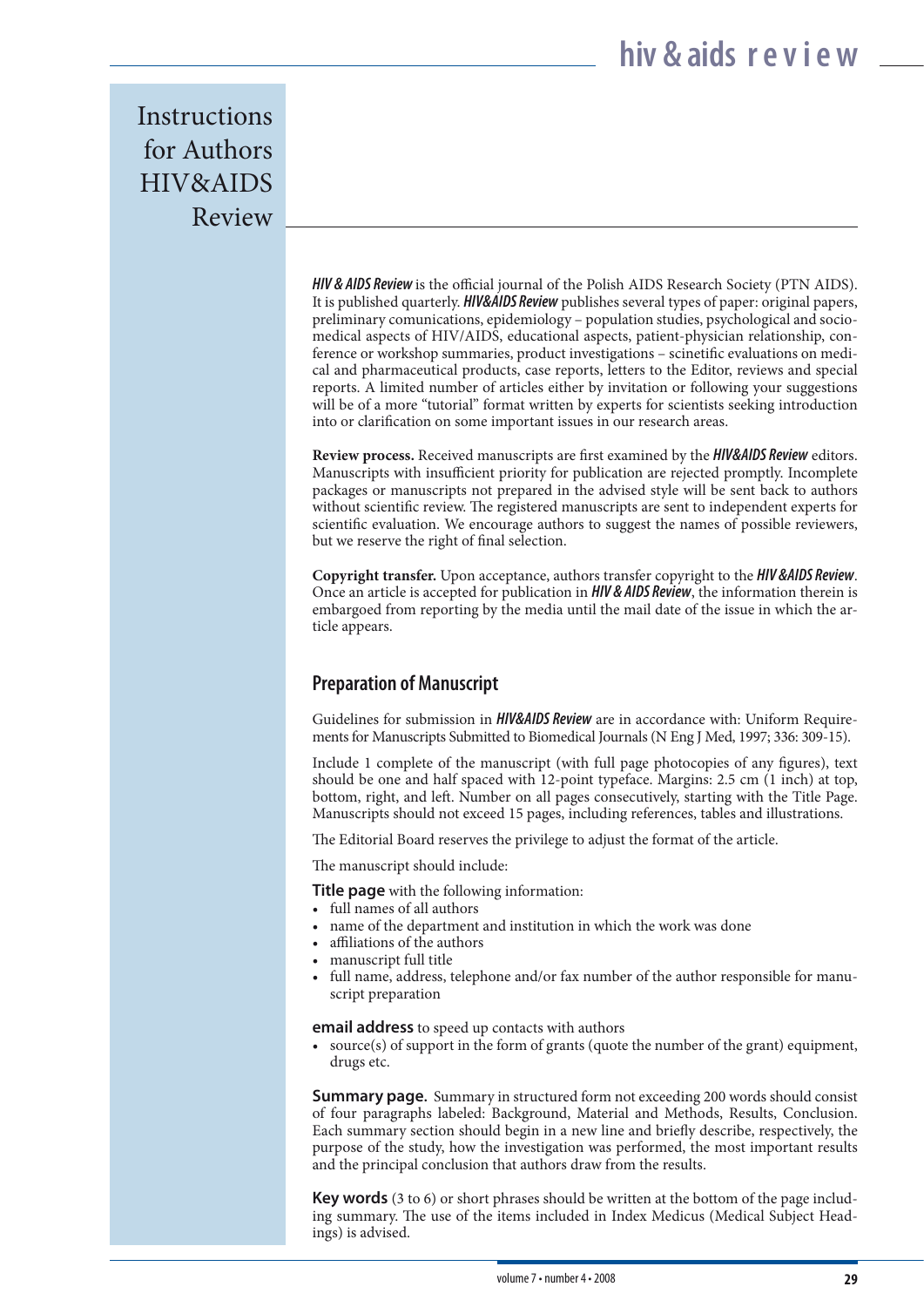# Instructions for Authors HIV&AIDS Review

***HIV & AIDS Review*** is the official journal of the Polish AIDS Research Society (PTN AIDS). It is published quarterly. ***HIV&AIDS Review*** publishes several types of paper: original papers, preliminary comunications, epidemiology – population studies, psychological and socio-medical aspects of HIV/AIDS, educational aspects, patient-physician relationship, conference or workshop summaries, product investigations – scinetific evaluations on medical and pharmaceutical products, case reports, letters to the Editor, reviews and special reports. A limited number of articles either by invitation or following your suggestions will be of a more "tutorial" format written by experts for scientists seeking introduction into or clarification on some important issues in our research areas.

**Review process.** Received manuscripts are first examined by the ***HIV&AIDS Review*** editors. Manuscripts with insufficient priority for publication are rejected promptly. Incomplete packages or manuscripts not prepared in the advised style will be sent back to authors without scientific review. The registered manuscripts are sent to independent experts for scientific evaluation. We encourage authors to suggest the names of possible reviewers, but we reserve the right of final selection.

**Copyright transfer.** Upon acceptance, authors transfer copyright to the ***HIV &AIDS Review***. Once an article is accepted for publication in ***HIV & AIDS Review***, the information therein is embargoed from reporting by the media until the mail date of the issue in which the article appears.

## Preparation of Manuscript

Guidelines for submission in ***HIV&AIDS Review*** are in accordance with: Uniform Requirements for Manuscripts Submitted to Biomedical Journals (N Eng J Med, 1997; 336: 309-15).

Include 1 complete of the manuscript (with full page photocopies of any figures), text should be one and half spaced with 12-point typeface. Margins: 2.5 cm (1 inch) at top, bottom, right, and left. Number on all pages consecutively, starting with the Title Page. Manuscripts should not exceed 15 pages, including references, tables and illustrations.

The Editorial Board reserves the privilege to adjust the format of the article.

The manuscript should include:

**Title page** with the following information:

- full names of all authors
- name of the department and institution in which the work was done
- affiliations of the authors
- manuscript full title
- full name, address, telephone and/or fax number of the author responsible for manuscript preparation

**email address** to speed up contacts with authors

- source(s) of support in the form of grants (quote the number of the grant) equipment, drugs etc.

**Summary page.** Summary in structured form not exceeding 200 words should consist of four paragraphs labeled: Background, Material and Methods, Results, Conclusion. Each summary section should begin in a new line and briefly describe, respectively, the purpose of the study, how the investigation was performed, the most important results and the principal conclusion that authors draw from the results.

**Key words** (3 to 6) or short phrases should be written at the bottom of the page including summary. The use of the items included in Index Medicus (Medical Subject Headings) is advised.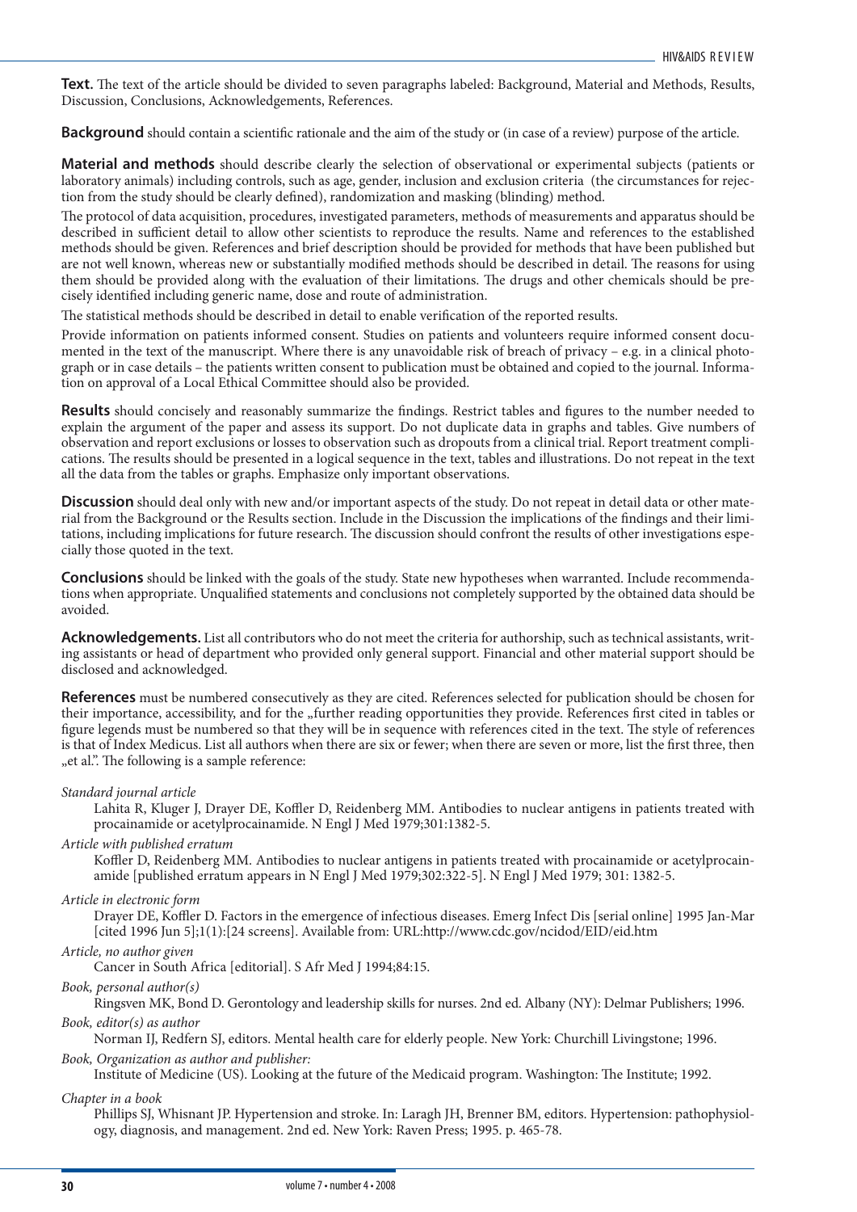**Text.** The text of the article should be divided to seven paragraphs labeled: Background, Material and Methods, Results, Discussion, Conclusions, Acknowledgements, References.

**Background** should contain a scientific rationale and the aim of the study or (in case of a review) purpose of the article.

**Material and methods** should describe clearly the selection of observational or experimental subjects (patients or laboratory animals) including controls, such as age, gender, inclusion and exclusion criteria (the circumstances for rejection from the study should be clearly defined), randomization and masking (blinding) method.

The protocol of data acquisition, procedures, investigated parameters, methods of measurements and apparatus should be described in sufficient detail to allow other scientists to reproduce the results. Name and references to the established methods should be given. References and brief description should be provided for methods that have been published but are not well known, whereas new or substantially modified methods should be described in detail. The reasons for using them should be provided along with the evaluation of their limitations. The drugs and other chemicals should be precisely identified including generic name, dose and route of administration.

The statistical methods should be described in detail to enable verification of the reported results.

Provide information on patients informed consent. Studies on patients and volunteers require informed consent documented in the text of the manuscript. Where there is any unavoidable risk of breach of privacy – e.g. in a clinical photograph or in case details – the patients written consent to publication must be obtained and copied to the journal. Information on approval of a Local Ethical Committee should also be provided.

**Results** should concisely and reasonably summarize the findings. Restrict tables and figures to the number needed to explain the argument of the paper and assess its support. Do not duplicate data in graphs and tables. Give numbers of observation and report exclusions or losses to observation such as dropouts from a clinical trial. Report treatment complications. The results should be presented in a logical sequence in the text, tables and illustrations. Do not repeat in the text all the data from the tables or graphs. Emphasize only important observations.

**Discussion** should deal only with new and/or important aspects of the study. Do not repeat in detail data or other material from the Background or the Results section. Include in the Discussion the implications of the findings and their limitations, including implications for future research. The discussion should confront the results of other investigations especially those quoted in the text.

**Conclusions** should be linked with the goals of the study. State new hypotheses when warranted. Include recommendations when appropriate. Unqualified statements and conclusions not completely supported by the obtained data should be avoided.

**Acknowledgements.** List all contributors who do not meet the criteria for authorship, such as technical assistants, writing assistants or head of department who provided only general support. Financial and other material support should be disclosed and acknowledged.

**References** must be numbered consecutively as they are cited. References selected for publication should be chosen for their importance, accessibility, and for the „further reading opportunities they provide. References first cited in tables or figure legends must be numbered so that they will be in sequence with references cited in the text. The style of references is that of Index Medicus. List all authors when there are six or fewer; when there are seven or more, list the first three, then „et al.". The following is a sample reference:

*Standard journal article*

Lahita R, Kluger J, Drayer DE, Koffler D, Reidenberg MM. Antibodies to nuclear antigens in patients treated with procainamide or acetylprocainamide. N Engl J Med 1979;301:1382-5.

*Article with published erratum*

Koffler D, Reidenberg MM. Antibodies to nuclear antigens in patients treated with procainamide or acetylprocainamide [published erratum appears in N Engl J Med 1979;302:322-5]. N Engl J Med 1979; 301: 1382-5.

*Article in electronic form*

Drayer DE, Koffler D. Factors in the emergence of infectious diseases. Emerg Infect Dis [serial online] 1995 Jan-Mar [cited 1996 Jun 5];1(1):[24 screens]. Available from: URL:http://www.cdc.gov/ncidod/EID/eid.htm

*Article, no author given*

Cancer in South Africa [editorial]. S Afr Med J 1994;84:15.

*Book, personal author(s)*

Ringsven MK, Bond D. Gerontology and leadership skills for nurses. 2nd ed. Albany (NY): Delmar Publishers; 1996.

*Book, editor(s) as author*

Norman IJ, Redfern SJ, editors. Mental health care for elderly people. New York: Churchill Livingstone; 1996.

*Book, Organization as author and publisher:*

Institute of Medicine (US). Looking at the future of the Medicaid program. Washington: The Institute; 1992.

*Chapter in a book*

Phillips SJ, Whisnant JP. Hypertension and stroke. In: Laragh JH, Brenner BM, editors. Hypertension: pathophysiology, diagnosis, and management. 2nd ed. New York: Raven Press; 1995. p. 465-78.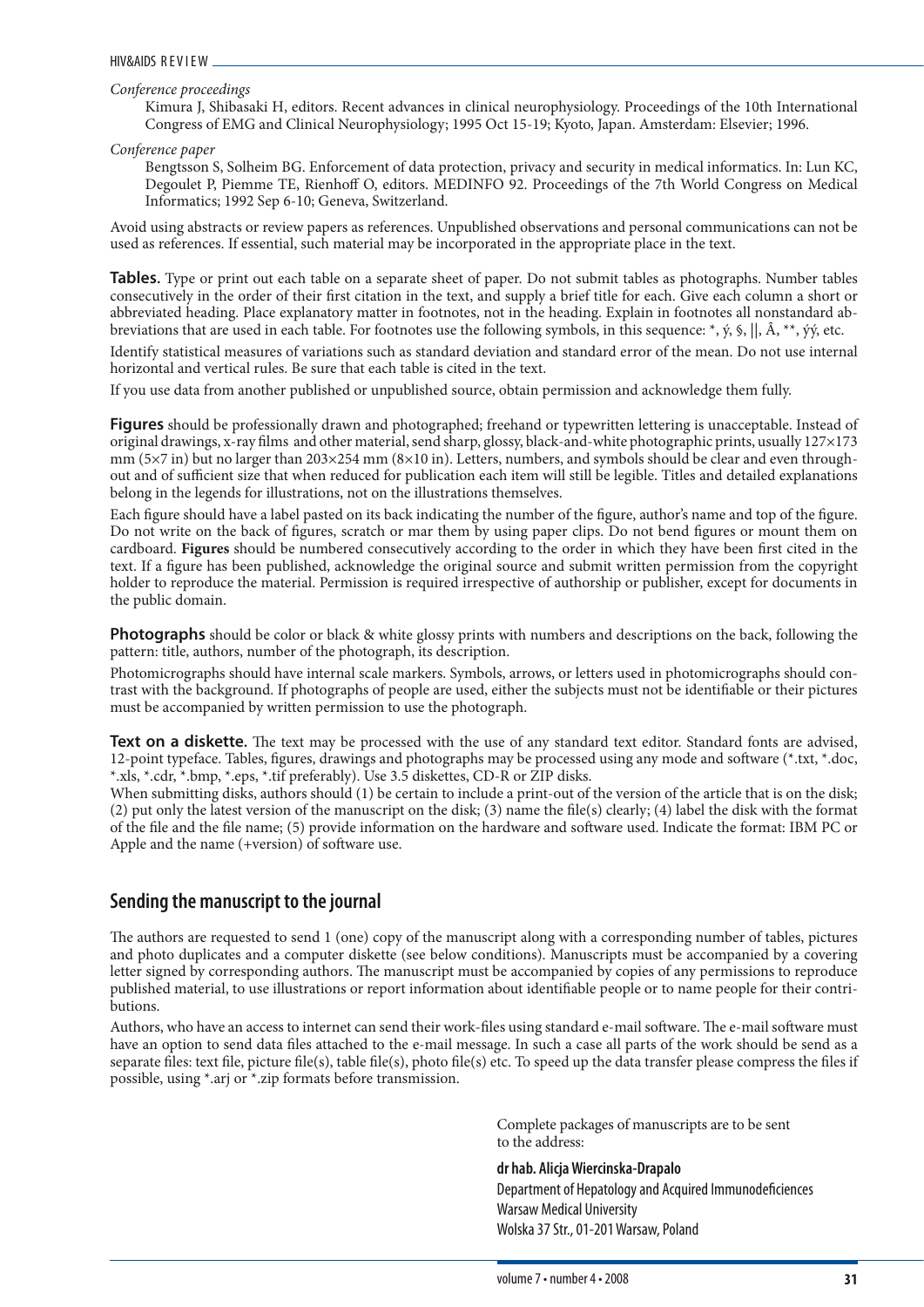*Conference proceedings*

Kimura J, Shibasaki H, editors. Recent advances in clinical neurophysiology. Proceedings of the 10th International Congress of EMG and Clinical Neurophysiology; 1995 Oct 15-19; Kyoto, Japan. Amsterdam: Elsevier; 1996.

*Conference paper*

Bengtsson S, Solheim BG. Enforcement of data protection, privacy and security in medical informatics. In: Lun KC, Degoulet P, Piemme TE, Rienhoff O, editors. MEDINFO 92. Proceedings of the 7th World Congress on Medical Informatics; 1992 Sep 6-10; Geneva, Switzerland.

Avoid using abstracts or review papers as references. Unpublished observations and personal communications can not be used as references. If essential, such material may be incorporated in the appropriate place in the text.

**Tables.** Type or print out each table on a separate sheet of paper. Do not submit tables as photographs. Number tables consecutively in the order of their first citation in the text, and supply a brief title for each. Give each column a short or abbreviated heading. Place explanatory matter in footnotes, not in the heading. Explain in footnotes all nonstandard abbreviations that are used in each table. For footnotes use the following symbols, in this sequence: *, ý, §, ||, Â, **, ýý, etc.

Identify statistical measures of variations such as standard deviation and standard error of the mean. Do not use internal horizontal and vertical rules. Be sure that each table is cited in the text.

If you use data from another published or unpublished source, obtain permission and acknowledge them fully.

**Figures** should be professionally drawn and photographed; freehand or typewritten lettering is unacceptable. Instead of original drawings, x-ray films and other material, send sharp, glossy, black-and-white photographic prints, usually 127×173 mm (5×7 in) but no larger than 203×254 mm (8×10 in). Letters, numbers, and symbols should be clear and even throughout and of sufficient size that when reduced for publication each item will still be legible. Titles and detailed explanations belong in the legends for illustrations, not on the illustrations themselves.

Each figure should have a label pasted on its back indicating the number of the figure, author's name and top of the figure. Do not write on the back of figures, scratch or mar them by using paper clips. Do not bend figures or mount them on cardboard. **Figures** should be numbered consecutively according to the order in which they have been first cited in the text. If a figure has been published, acknowledge the original source and submit written permission from the copyright holder to reproduce the material. Permission is required irrespective of authorship or publisher, except for documents in the public domain.

**Photographs** should be color or black & white glossy prints with numbers and descriptions on the back, following the pattern: title, authors, number of the photograph, its description.

Photomicrographs should have internal scale markers. Symbols, arrows, or letters used in photomicrographs should contrast with the background. If photographs of people are used, either the subjects must not be identifiable or their pictures must be accompanied by written permission to use the photograph.

**Text on a diskette.** The text may be processed with the use of any standard text editor. Standard fonts are advised, 12-point typeface. Tables, figures, drawings and photographs may be processed using any mode and software (*.txt, *.doc, *.xls, *.cdr, *.bmp, *.eps, *.tif preferably). Use 3.5 diskettes, CD-R or ZIP disks.

When submitting disks, authors should (1) be certain to include a print-out of the version of the article that is on the disk; (2) put only the latest version of the manuscript on the disk; (3) name the file(s) clearly; (4) label the disk with the format of the file and the file name; (5) provide information on the hardware and software used. Indicate the format: IBM PC or Apple and the name (+version) of software use.

## Sending the manuscript to the journal

The authors are requested to send 1 (one) copy of the manuscript along with a corresponding number of tables, pictures and photo duplicates and a computer diskette (see below conditions). Manuscripts must be accompanied by a covering letter signed by corresponding authors. The manuscript must be accompanied by copies of any permissions to reproduce published material, to use illustrations or report information about identifiable people or to name people for their contributions.

Authors, who have an access to internet can send their work-files using standard e-mail software. The e-mail software must have an option to send data files attached to the e-mail message. In such a case all parts of the work should be send as a separate files: text file, picture file(s), table file(s), photo file(s) etc. To speed up the data transfer please compress the files if possible, using *.arj or *.zip formats before transmission.

Complete packages of manuscripts are to be sent to the address:

**dr hab. Alicja Wiercinska-Drapalo**
Department of Hepatology and Acquired Immunodeficiences
Warsaw Medical University
Wolska 37 Str., 01-201 Warsaw, Poland